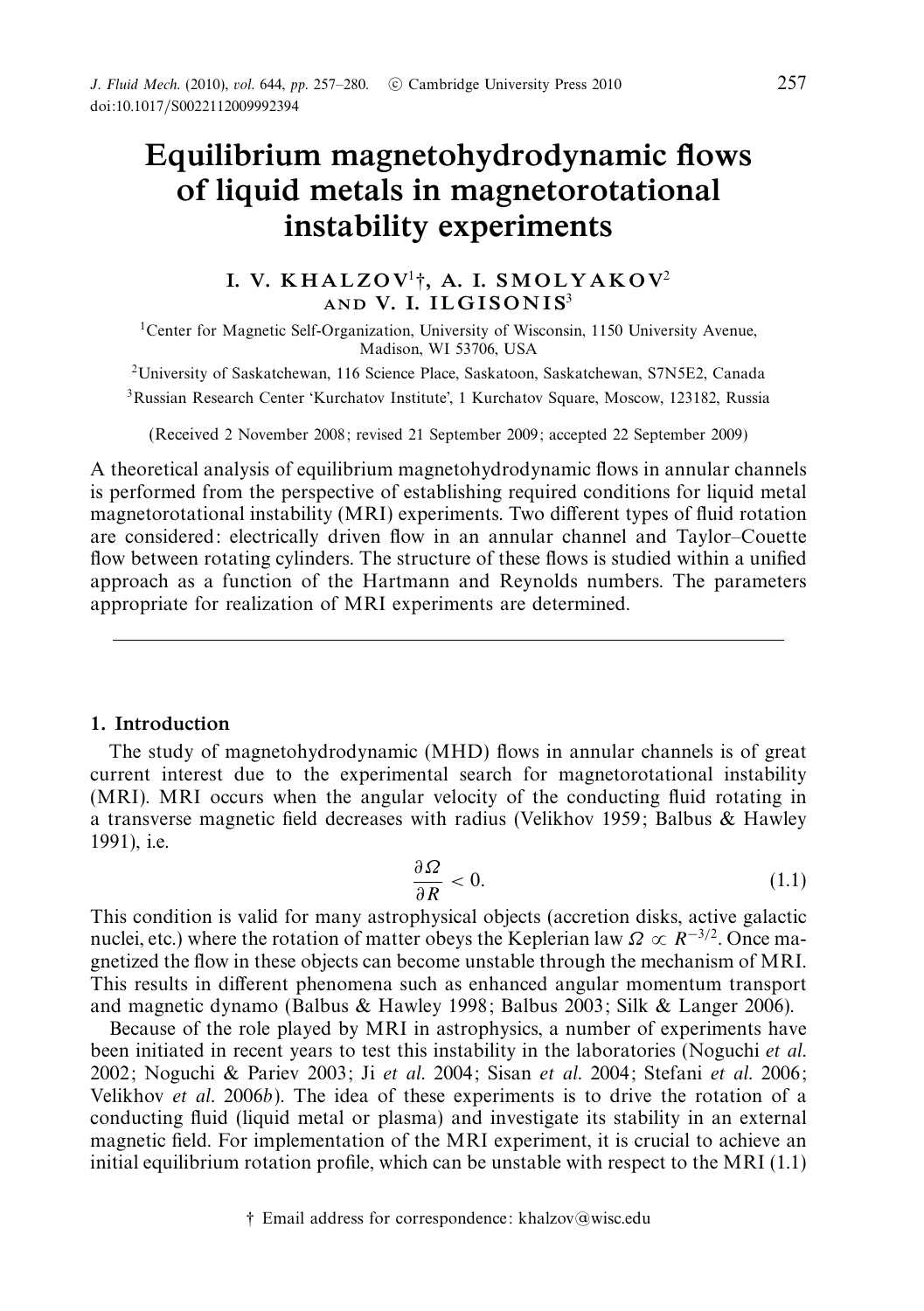# Equilibrium magnetohydrodynamic flows of liquid metals in magnetorotational instability experiments

I. V. KHALZOV[1]†, A. I. SMOLYAKOV[2] AND V. I. ILGISONIS[3]

[1]Center for Magnetic Self-Organization, University of Wisconsin, 1150 University Avenue, Madison, WI 53706, USA

[2]University of Saskatchewan, 116 Science Place, Saskatoon, Saskatchewan, S7N5E2, Canada

[3]Russian Research Center 'Kurchatov Institute', 1 Kurchatov Square, Moscow, 123182, Russia

(Received 2 November 2008; revised 21 September 2009; accepted 22 September 2009)

A theoretical analysis of equilibrium magnetohydrodynamic flows in annular channels is performed from the perspective of establishing required conditions for liquid metal magnetorotational instability (MRI) experiments. Two different types of fluid rotation are considered: electrically driven flow in an annular channel and Taylor–Couette flow between rotating cylinders. The structure of these flows is studied within a unified approach as a function of the Hartmann and Reynolds numbers. The parameters appropriate for realization of MRI experiments are determined.

## 1. Introduction

The study of magnetohydrodynamic (MHD) flows in annular channels is of great current interest due to the experimental search for magnetorotational instability (MRI). MRI occurs when the angular velocity of the conducting fluid rotating in a transverse magnetic field decreases with radius (Velikhov 1959; Balbus & Hawley 1991), i.e.

$$\frac{\partial \Omega}{\partial R} < 0. \tag{1.1}$$

This condition is valid for many astrophysical objects (accretion disks, active galactic nuclei, etc.) where the rotation of matter obeys the Keplerian law $\Omega \propto R^{-3/2}$. Once magnetized the flow in these objects can become unstable through the mechanism of MRI. This results in different phenomena such as enhanced angular momentum transport and magnetic dynamo (Balbus & Hawley 1998; Balbus 2003; Silk & Langer 2006).

Because of the role played by MRI in astrophysics, a number of experiments have been initiated in recent years to test this instability in the laboratories (Noguchi *et al.* 2002; Noguchi & Pariev 2003; Ji *et al.* 2004; Sisan *et al.* 2004; Stefani *et al.* 2006; Velikhov *et al.* 2006*b*). The idea of these experiments is to drive the rotation of a conducting fluid (liquid metal or plasma) and investigate its stability in an external magnetic field. For implementation of the MRI experiment, it is crucial to achieve an initial equilibrium rotation profile, which can be unstable with respect to the MRI (1.1)

† Email address for correspondence: khalzov@wisc.edu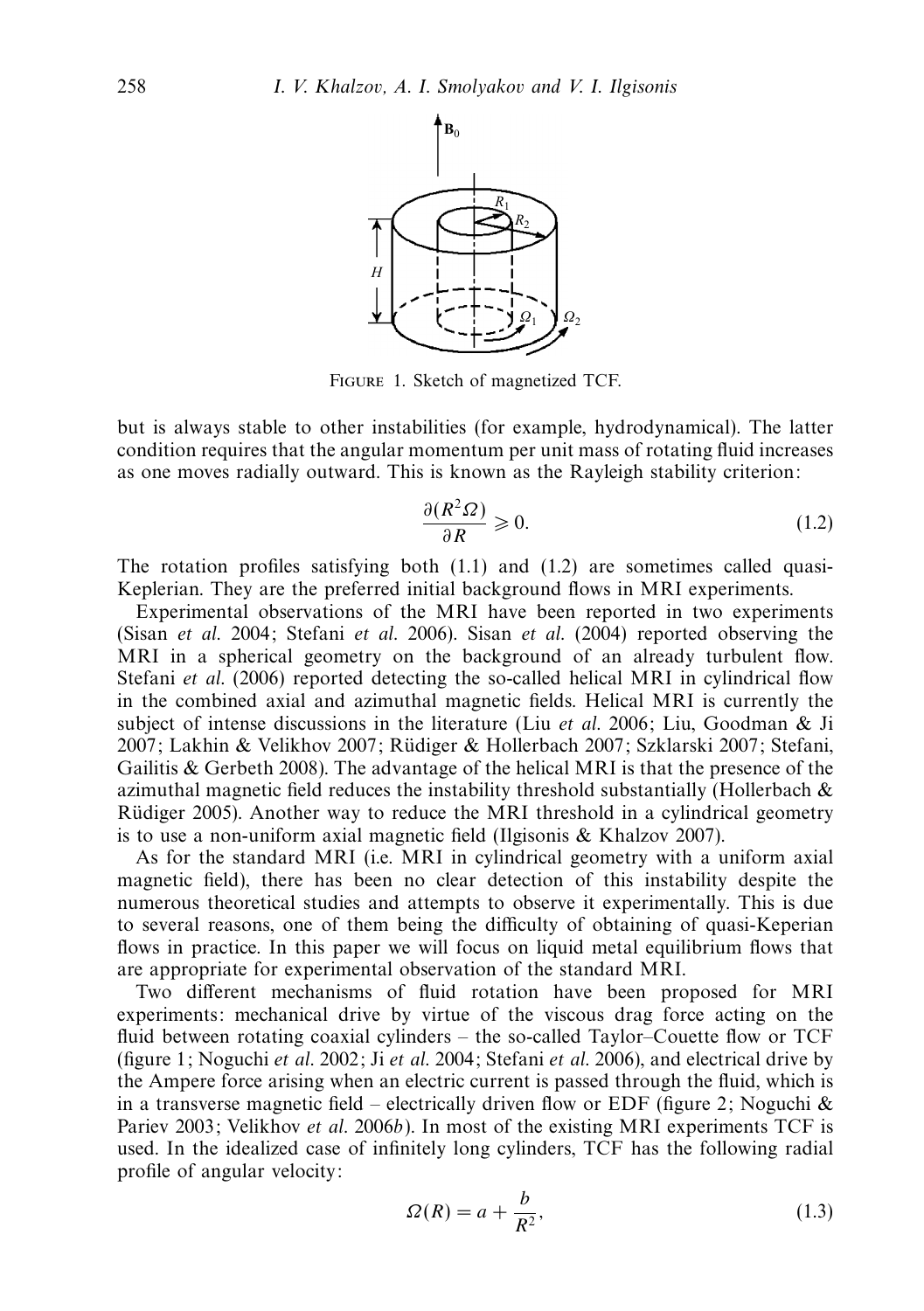FIGURE 1. Sketch of magnetized TCF.

but is always stable to other instabilities (for example, hydrodynamical). The latter condition requires that the angular momentum per unit mass of rotating fluid increases as one moves radially outward. This is known as the Rayleigh stability criterion:

$$\frac{\partial(R^2\Omega)}{\partial R} \geqslant 0. \tag{1.2}$$

The rotation profiles satisfying both (1.1) and (1.2) are sometimes called quasi-Keplerian. They are the preferred initial background flows in MRI experiments.

Experimental observations of the MRI have been reported in two experiments (Sisan *et al.* 2004; Stefani *et al.* 2006). Sisan *et al.* (2004) reported observing the MRI in a spherical geometry on the background of an already turbulent flow. Stefani *et al.* (2006) reported detecting the so-called helical MRI in cylindrical flow in the combined axial and azimuthal magnetic fields. Helical MRI is currently the subject of intense discussions in the literature (Liu *et al.* 2006; Liu, Goodman & Ji 2007; Lakhin & Velikhov 2007; Rüdiger & Hollerbach 2007; Szklarski 2007; Stefani, Gailitis & Gerbeth 2008). The advantage of the helical MRI is that the presence of the azimuthal magnetic field reduces the instability threshold substantially (Hollerbach & Rüdiger 2005). Another way to reduce the MRI threshold in a cylindrical geometry is to use a non-uniform axial magnetic field (Ilgisonis & Khalzov 2007).

As for the standard MRI (i.e. MRI in cylindrical geometry with a uniform axial magnetic field), there has been no clear detection of this instability despite the numerous theoretical studies and attempts to observe it experimentally. This is due to several reasons, one of them being the difficulty of obtaining of quasi-Keperian flows in practice. In this paper we will focus on liquid metal equilibrium flows that are appropriate for experimental observation of the standard MRI.

Two different mechanisms of fluid rotation have been proposed for MRI experiments: mechanical drive by virtue of the viscous drag force acting on the fluid between rotating coaxial cylinders – the so-called Taylor–Couette flow or TCF (figure 1; Noguchi *et al.* 2002; Ji *et al.* 2004; Stefani *et al.* 2006), and electrical drive by the Ampere force arising when an electric current is passed through the fluid, which is in a transverse magnetic field – electrically driven flow or EDF (figure 2; Noguchi & Pariev 2003; Velikhov *et al.* 2006*b*). In most of the existing MRI experiments TCF is used. In the idealized case of infinitely long cylinders, TCF has the following radial profile of angular velocity:

$$\Omega(R) = a + \frac{b}{R^2}, \tag{1.3}$$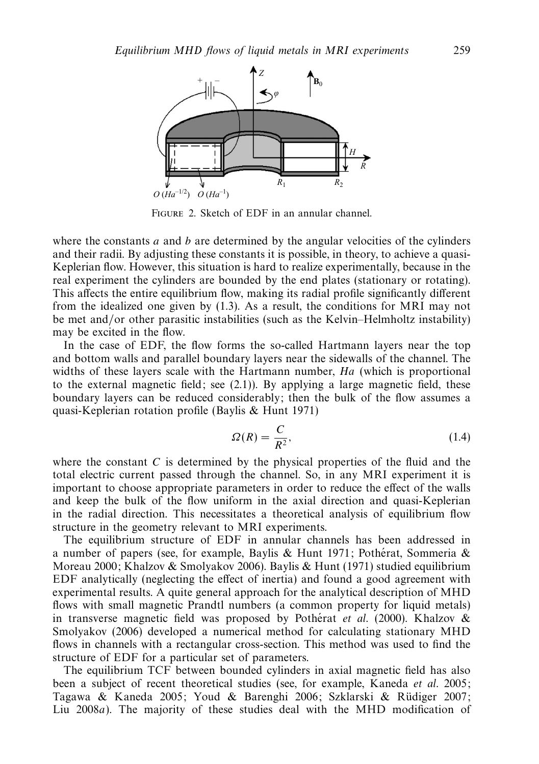FIGURE 2. Sketch of EDF in an annular channel.

where the constants $a$ and $b$ are determined by the angular velocities of the cylinders and their radii. By adjusting these constants it is possible, in theory, to achieve a quasi-Keplerian flow. However, this situation is hard to realize experimentally, because in the real experiment the cylinders are bounded by the end plates (stationary or rotating). This affects the entire equilibrium flow, making its radial profile significantly different from the idealized one given by (1.3). As a result, the conditions for MRI may not be met and/or other parasitic instabilities (such as the Kelvin–Helmholtz instability) may be excited in the flow.

In the case of EDF, the flow forms the so-called Hartmann layers near the top and bottom walls and parallel boundary layers near the sidewalls of the channel. The widths of these layers scale with the Hartmann number, $Ha$ (which is proportional to the external magnetic field; see (2.1)). By applying a large magnetic field, these boundary layers can be reduced considerably; then the bulk of the flow assumes a quasi-Keplerian rotation profile (Baylis & Hunt 1971)

$$\Omega(R) = \frac{C}{R^2}, \tag{1.4}$$

where the constant $C$ is determined by the physical properties of the fluid and the total electric current passed through the channel. So, in any MRI experiment it is important to choose appropriate parameters in order to reduce the effect of the walls and keep the bulk of the flow uniform in the axial direction and quasi-Keplerian in the radial direction. This necessitates a theoretical analysis of equilibrium flow structure in the geometry relevant to MRI experiments.

The equilibrium structure of EDF in annular channels has been addressed in a number of papers (see, for example, Baylis & Hunt 1971; Pothérat, Sommeria & Moreau 2000; Khalzov & Smolyakov 2006). Baylis & Hunt (1971) studied equilibrium EDF analytically (neglecting the effect of inertia) and found a good agreement with experimental results. A quite general approach for the analytical description of MHD flows with small magnetic Prandtl numbers (a common property for liquid metals) in transverse magnetic field was proposed by Pothérat *et al.* (2000). Khalzov & Smolyakov (2006) developed a numerical method for calculating stationary MHD flows in channels with a rectangular cross-section. This method was used to find the structure of EDF for a particular set of parameters.

The equilibrium TCF between bounded cylinders in axial magnetic field has also been a subject of recent theoretical studies (see, for example, Kaneda *et al.* 2005; Tagawa & Kaneda 2005; Youd & Barenghi 2006; Szklarski & Rüdiger 2007; Liu 2008*a*). The majority of these studies deal with the MHD modification of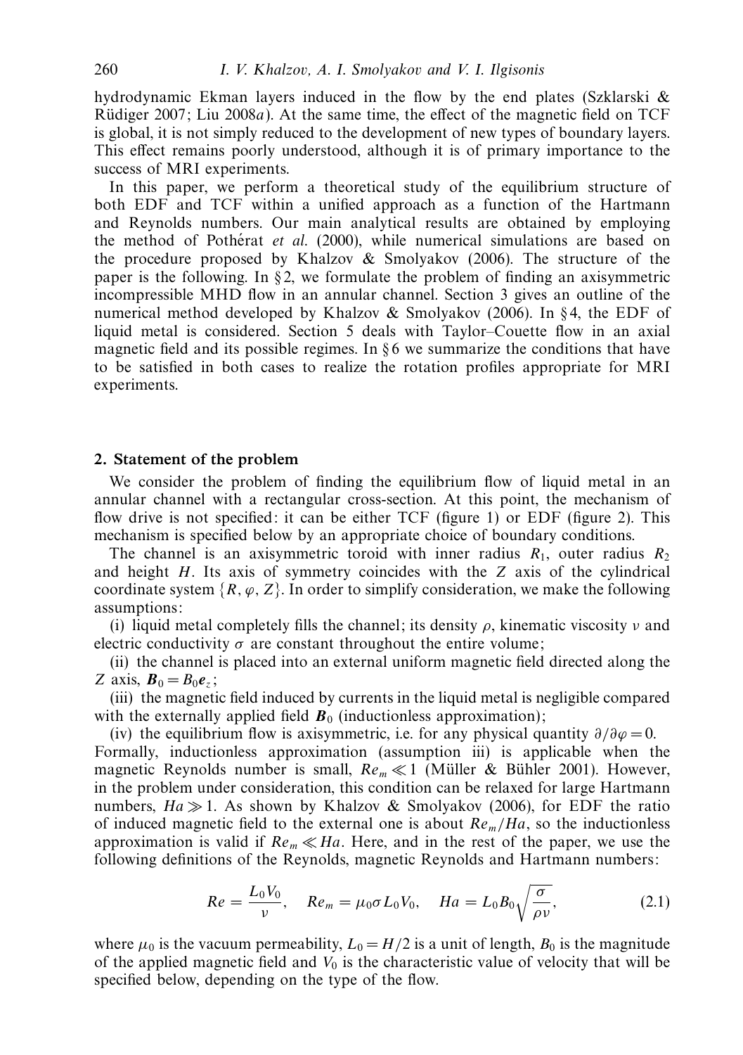hydrodynamic Ekman layers induced in the flow by the end plates (Szklarski & Rüdiger 2007; Liu 2008*a*). At the same time, the effect of the magnetic field on TCF is global, it is not simply reduced to the development of new types of boundary layers. This effect remains poorly understood, although it is of primary importance to the success of MRI experiments.

In this paper, we perform a theoretical study of the equilibrium structure of both EDF and TCF within a unified approach as a function of the Hartmann and Reynolds numbers. Our main analytical results are obtained by employing the method of Pothérat *et al.* (2000), while numerical simulations are based on the procedure proposed by Khalzov & Smolyakov (2006). The structure of the paper is the following. In § 2, we formulate the problem of finding an axisymmetric incompressible MHD flow in an annular channel. Section 3 gives an outline of the numerical method developed by Khalzov & Smolyakov (2006). In § 4, the EDF of liquid metal is considered. Section 5 deals with Taylor–Couette flow in an axial magnetic field and its possible regimes. In § 6 we summarize the conditions that have to be satisfied in both cases to realize the rotation profiles appropriate for MRI experiments.

## 2. Statement of the problem

We consider the problem of finding the equilibrium flow of liquid metal in an annular channel with a rectangular cross-section. At this point, the mechanism of flow drive is not specified: it can be either TCF (figure 1) or EDF (figure 2). This mechanism is specified below by an appropriate choice of boundary conditions.

The channel is an axisymmetric toroid with inner radius $R_1$, outer radius $R_2$ and height $H$. Its axis of symmetry coincides with the $Z$ axis of the cylindrical coordinate system $\{R, \varphi, Z\}$. In order to simplify consideration, we make the following assumptions:

(i) liquid metal completely fills the channel; its density $\rho$, kinematic viscosity $\nu$ and electric conductivity $\sigma$ are constant throughout the entire volume;

(ii) the channel is placed into an external uniform magnetic field directed along the $Z$ axis, $\boldsymbol{B}_0 = B_0\boldsymbol{e}_z$;

(iii) the magnetic field induced by currents in the liquid metal is negligible compared with the externally applied field $\boldsymbol{B}_0$ (inductionless approximation);

(iv) the equilibrium flow is axisymmetric, i.e. for any physical quantity $\partial/\partial\varphi = 0$.

Formally, inductionless approximation (assumption iii) is applicable when the magnetic Reynolds number is small, $Re_m \ll 1$ (Müller & Bühler 2001). However, in the problem under consideration, this condition can be relaxed for large Hartmann numbers, $Ha \gg 1$. As shown by Khalzov & Smolyakov (2006), for EDF the ratio of induced magnetic field to the external one is about $Re_m/Ha$, so the inductionless approximation is valid if $Re_m \ll Ha$. Here, and in the rest of the paper, we use the following definitions of the Reynolds, magnetic Reynolds and Hartmann numbers:

$$Re = \frac{L_0 V_0}{\nu}, \quad Re_m = \mu_0 \sigma L_0 V_0, \quad Ha = L_0 B_0 \sqrt{\frac{\sigma}{\rho\nu}}, \tag{2.1}$$

where $\mu_0$ is the vacuum permeability, $L_0 = H/2$ is a unit of length, $B_0$ is the magnitude of the applied magnetic field and $V_0$ is the characteristic value of velocity that will be specified below, depending on the type of the flow.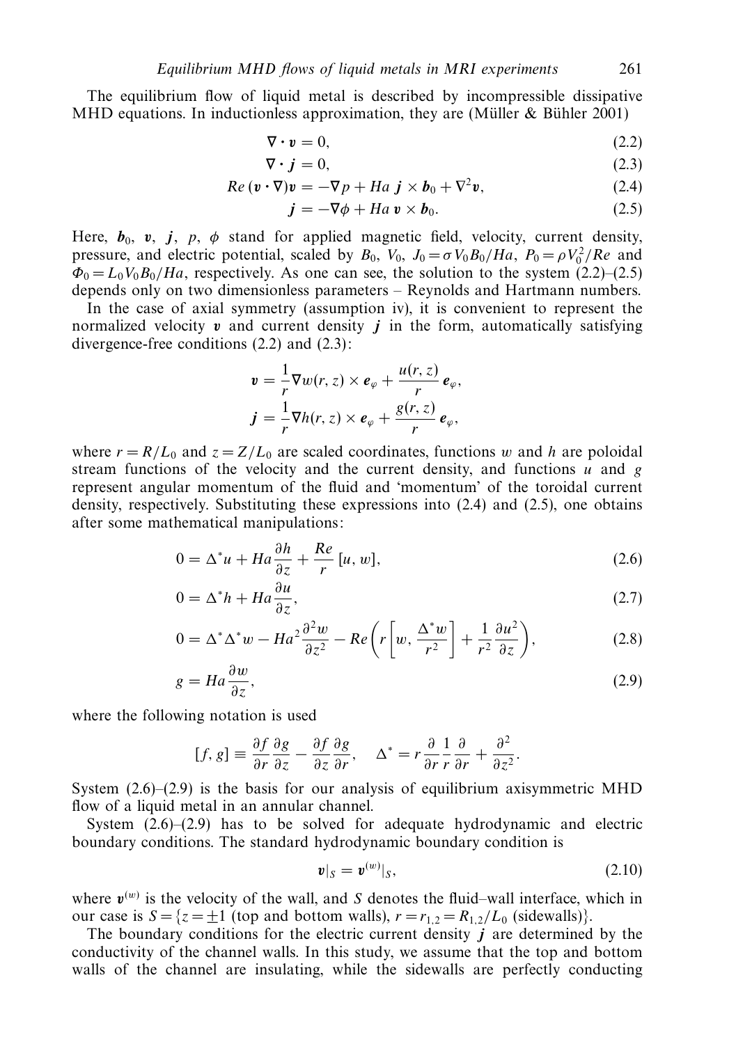The equilibrium flow of liquid metal is described by incompressible dissipative MHD equations. In inductionless approximation, they are (Müller & Bühler 2001)

$$\nabla \cdot \boldsymbol{v} = 0, \tag{2.2}$$

$$\nabla \cdot \boldsymbol{j} = 0, \tag{2.3}$$

$$Re\,(\boldsymbol{v} \cdot \nabla)\boldsymbol{v} = -\nabla p + Ha\; \boldsymbol{j} \times \boldsymbol{b}_0 + \nabla^2 \boldsymbol{v}, \tag{2.4}$$

$$\boldsymbol{j} = -\nabla \phi + Ha\; \boldsymbol{v} \times \boldsymbol{b}_0. \tag{2.5}$$

Here, $\boldsymbol{b}_0$, $\boldsymbol{v}$, $\boldsymbol{j}$, $p$, $\phi$ stand for applied magnetic field, velocity, current density, pressure, and electric potential, scaled by $B_0$, $V_0$, $J_0 = \sigma V_0 B_0 / Ha$, $P_0 = \rho V_0^2 / Re$ and $\Phi_0 = L_0 V_0 B_0 / Ha$, respectively. As one can see, the solution to the system (2.2)–(2.5) depends only on two dimensionless parameters – Reynolds and Hartmann numbers.

In the case of axial symmetry (assumption iv), it is convenient to represent the normalized velocity $\boldsymbol{v}$ and current density $\boldsymbol{j}$ in the form, automatically satisfying divergence-free conditions (2.2) and (2.3):

$$\boldsymbol{v} = \frac{1}{r} \nabla w(r,z) \times \boldsymbol{e}_\varphi + \frac{u(r,z)}{r}\, \boldsymbol{e}_\varphi,$$

$$\boldsymbol{j} = \frac{1}{r} \nabla h(r,z) \times \boldsymbol{e}_\varphi + \frac{g(r,z)}{r}\, \boldsymbol{e}_\varphi,$$

where $r = R/L_0$ and $z = Z/L_0$ are scaled coordinates, functions $w$ and $h$ are poloidal stream functions of the velocity and the current density, and functions $u$ and $g$ represent angular momentum of the fluid and 'momentum' of the toroidal current density, respectively. Substituting these expressions into (2.4) and (2.5), one obtains after some mathematical manipulations:

$$0 = \Delta^* u + Ha \frac{\partial h}{\partial z} + \frac{Re}{r}\,[u, w], \tag{2.6}$$

$$0 = \Delta^* h + Ha \frac{\partial u}{\partial z}, \tag{2.7}$$

$$0 = \Delta^* \Delta^* w - Ha^2 \frac{\partial^2 w}{\partial z^2} - Re \left( r \left[ w, \frac{\Delta^* w}{r^2} \right] + \frac{1}{r^2} \frac{\partial u^2}{\partial z} \right), \tag{2.8}$$

$$g = Ha \frac{\partial w}{\partial z}, \tag{2.9}$$

where the following notation is used

$$[f, g] \equiv \frac{\partial f}{\partial r}\frac{\partial g}{\partial z} - \frac{\partial f}{\partial z}\frac{\partial g}{\partial r}, \quad \Delta^* = r \frac{\partial}{\partial r} \frac{1}{r} \frac{\partial}{\partial r} + \frac{\partial^2}{\partial z^2}.$$

System (2.6)–(2.9) is the basis for our analysis of equilibrium axisymmetric MHD flow of a liquid metal in an annular channel.

System (2.6)–(2.9) has to be solved for adequate hydrodynamic and electric boundary conditions. The standard hydrodynamic boundary condition is

$$\boldsymbol{v}|_S = \boldsymbol{v}^{(w)}|_S, \tag{2.10}$$

where $\boldsymbol{v}^{(w)}$ is the velocity of the wall, and $S$ denotes the fluid–wall interface, which in our case is $S = \{z = \pm 1$ (top and bottom walls), $r = r_{1,2} = R_{1,2}/L_0$ (sidewalls)$\}$.

The boundary conditions for the electric current density $\boldsymbol{j}$ are determined by the conductivity of the channel walls. In this study, we assume that the top and bottom walls of the channel are insulating, while the sidewalls are perfectly conducting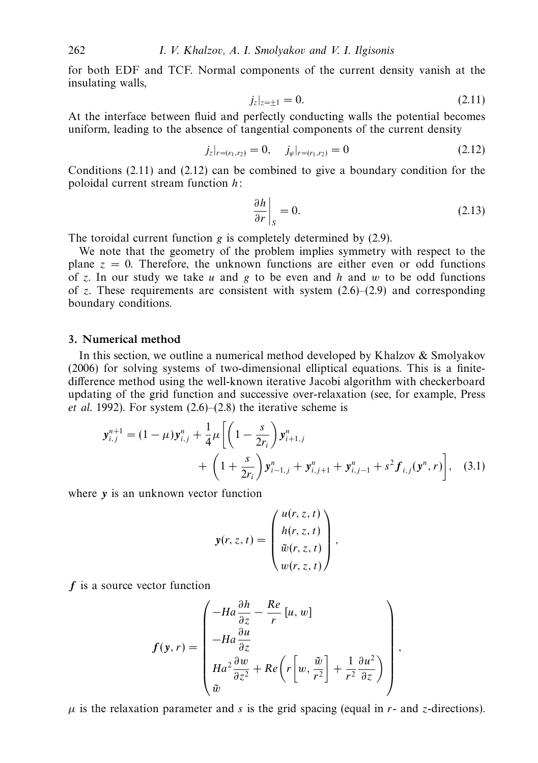for both EDF and TCF. Normal components of the current density vanish at the insulating walls,

$$j_z|_{z=\pm 1} = 0. \tag{2.11}$$

At the interface between fluid and perfectly conducting walls the potential becomes uniform, leading to the absence of tangential components of the current density

$$j_z|_{r=(r_1,r_2)} = 0, \quad j_\varphi|_{r=(r_1,r_2)} = 0 \tag{2.12}$$

Conditions (2.11) and (2.12) can be combined to give a boundary condition for the poloidal current stream function $h$:

$$\left.\frac{\partial h}{\partial r}\right|_S = 0. \tag{2.13}$$

The toroidal current function $g$ is completely determined by (2.9).

We note that the geometry of the problem implies symmetry with respect to the plane $z = 0$. Therefore, the unknown functions are either even or odd functions of $z$. In our study we take $u$ and $g$ to be even and $h$ and $w$ to be odd functions of $z$. These requirements are consistent with system (2.6)–(2.9) and corresponding boundary conditions.

## 3. Numerical method

In this section, we outline a numerical method developed by Khalzov & Smolyakov (2006) for solving systems of two-dimensional elliptical equations. This is a finite-difference method using the well-known iterative Jacobi algorithm with checkerboard updating of the grid function and successive over-relaxation (see, for example, Press *et al.* 1992). For system (2.6)–(2.8) the iterative scheme is

$$\boldsymbol{y}^{n+1}_{i,j} = (1-\mu)\boldsymbol{y}^n_{i,j} + \frac{1}{4}\mu\left[\left(1 - \frac{s}{2r_i}\right)\boldsymbol{y}^n_{i+1,j} + \left(1 + \frac{s}{2r_i}\right)\boldsymbol{y}^n_{i-1,j} + \boldsymbol{y}^n_{i,j+1} + \boldsymbol{y}^n_{i,j-1} + s^2 \boldsymbol{f}_{i,j}(\boldsymbol{y}^n, r)\right], \tag{3.1}$$

where $\boldsymbol{y}$ is an unknown vector function

$$\boldsymbol{y}(r,z,t) = \begin{pmatrix} u(r,z,t) \\ h(r,z,t) \\ \tilde{w}(r,z,t) \\ w(r,z,t) \end{pmatrix},$$

$\boldsymbol{f}$ is a source vector function

$$\boldsymbol{f}(\boldsymbol{y}, r) = \begin{pmatrix} -Ha\dfrac{\partial h}{\partial z} - \dfrac{Re}{r}\,[u, w] \\ -Ha\dfrac{\partial u}{\partial z} \\ Ha^2\dfrac{\partial w}{\partial z^2} + Re\left(r\left[w, \dfrac{\tilde{w}}{r^2}\right] + \dfrac{1}{r^2}\dfrac{\partial u^2}{\partial z}\right) \\ \tilde{w} \end{pmatrix},$$

$\mu$ is the relaxation parameter and $s$ is the grid spacing (equal in $r$- and $z$-directions).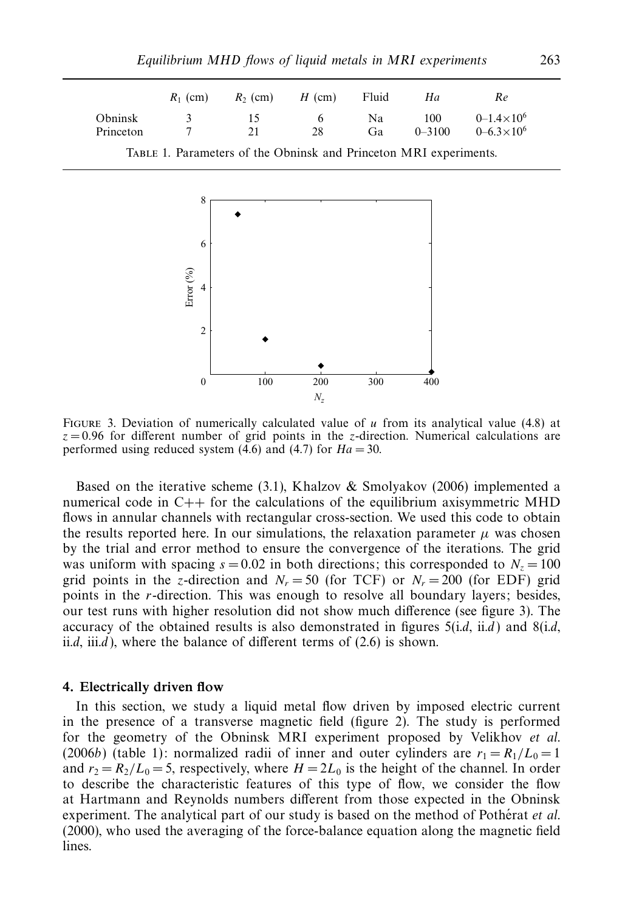|  | $R_1$ (cm) | $R_2$ (cm) | $H$ (cm) | Fluid | $Ha$ | $Re$ |
|---|---|---|---|---|---|---|
| Obninsk | 3 | 15 | 6 | Na | 100 | $0$–$1.4\times10^6$ |
| Princeton | 7 | 21 | 28 | Ga | 0–3100 | $0$–$6.3\times10^6$ |

TABLE 1. Parameters of the Obninsk and Princeton MRI experiments.

FIGURE 3. Deviation of numerically calculated value of $u$ from its analytical value (4.8) at $z = 0.96$ for different number of grid points in the $z$-direction. Numerical calculations are performed using reduced system (4.6) and (4.7) for $Ha = 30$.

Based on the iterative scheme (3.1), Khalzov & Smolyakov (2006) implemented a numerical code in C++ for the calculations of the equilibrium axisymmetric MHD flows in annular channels with rectangular cross-section. We used this code to obtain the results reported here. In our simulations, the relaxation parameter $\mu$ was chosen by the trial and error method to ensure the convergence of the iterations. The grid was uniform with spacing $s = 0.02$ in both directions; this corresponded to $N_z = 100$ grid points in the $z$-direction and $N_r = 50$ (for TCF) or $N_r = 200$ (for EDF) grid points in the $r$-direction. This was enough to resolve all boundary layers; besides, our test runs with higher resolution did not show much difference (see figure 3). The accuracy of the obtained results is also demonstrated in figures 5(i.*d*, ii.*d*) and 8(i.*d*, ii.*d*, iii.*d*), where the balance of different terms of (2.6) is shown.

## 4. Electrically driven flow

In this section, we study a liquid metal flow driven by imposed electric current in the presence of a transverse magnetic field (figure 2). The study is performed for the geometry of the Obninsk MRI experiment proposed by Velikhov *et al.* (2006*b*) (table 1): normalized radii of inner and outer cylinders are $r_1 = R_1/L_0 = 1$ and $r_2 = R_2/L_0 = 5$, respectively, where $H = 2L_0$ is the height of the channel. In order to describe the characteristic features of this type of flow, we consider the flow at Hartmann and Reynolds numbers different from those expected in the Obninsk experiment. The analytical part of our study is based on the method of Pothérat *et al.* (2000), who used the averaging of the force-balance equation along the magnetic field lines.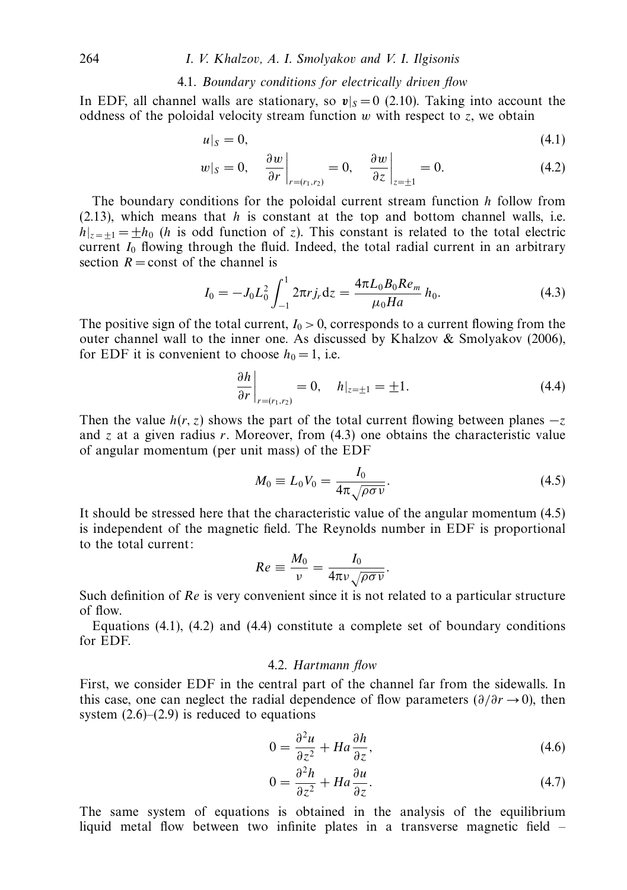### 4.1. *Boundary conditions for electrically driven flow*

In EDF, all channel walls are stationary, so $\boldsymbol{v}|_S = 0$ (2.10). Taking into account the oddness of the poloidal velocity stream function $w$ with respect to $z$, we obtain

$$u|_S = 0, \tag{4.1}$$

$$w|_S = 0, \quad \left.\frac{\partial w}{\partial r}\right|_{r=(r_1,r_2)} = 0, \quad \left.\frac{\partial w}{\partial z}\right|_{z=\pm 1} = 0. \tag{4.2}$$

The boundary conditions for the poloidal current stream function $h$ follow from (2.13), which means that $h$ is constant at the top and bottom channel walls, i.e. $h|_{z=\pm 1} = \pm h_0$ ($h$ is odd function of $z$). This constant is related to the total electric current $I_0$ flowing through the fluid. Indeed, the total radial current in an arbitrary section $R = \text{const}$ of the channel is

$$I_0 = -J_0 L_0^2 \int_{-1}^{1} 2\pi r j_r \, \mathrm{d}z = \frac{4\pi L_0 B_0 Re_m}{\mu_0 Ha} h_0. \tag{4.3}$$

The positive sign of the total current, $I_0 > 0$, corresponds to a current flowing from the outer channel wall to the inner one. As discussed by Khalzov & Smolyakov (2006), for EDF it is convenient to choose $h_0 = 1$, i.e.

$$\left.\frac{\partial h}{\partial r}\right|_{r=(r_1,r_2)} = 0, \quad h|_{z=\pm 1} = \pm 1. \tag{4.4}$$

Then the value $h(r, z)$ shows the part of the total current flowing between planes $-z$ and $z$ at a given radius $r$. Moreover, from (4.3) one obtains the characteristic value of angular momentum (per unit mass) of the EDF

$$M_0 \equiv L_0 V_0 = \frac{I_0}{4\pi\sqrt{\rho\sigma\nu}}. \tag{4.5}$$

It should be stressed here that the characteristic value of the angular momentum (4.5) is independent of the magnetic field. The Reynolds number in EDF is proportional to the total current:

$$Re \equiv \frac{M_0}{\nu} = \frac{I_0}{4\pi\nu\sqrt{\rho\sigma\nu}}.$$

Such definition of $Re$ is very convenient since it is not related to a particular structure of flow.

Equations (4.1), (4.2) and (4.4) constitute a complete set of boundary conditions for EDF.

### 4.2. *Hartmann flow*

First, we consider EDF in the central part of the channel far from the sidewalls. In this case, one can neglect the radial dependence of flow parameters ($\partial/\partial r \to 0$), then system (2.6)–(2.9) is reduced to equations

$$0 = \frac{\partial^2 u}{\partial z^2} + Ha \frac{\partial h}{\partial z}, \tag{4.6}$$

$$0 = \frac{\partial^2 h}{\partial z^2} + Ha \frac{\partial u}{\partial z}. \tag{4.7}$$

The same system of equations is obtained in the analysis of the equilibrium liquid metal flow between two infinite plates in a transverse magnetic field –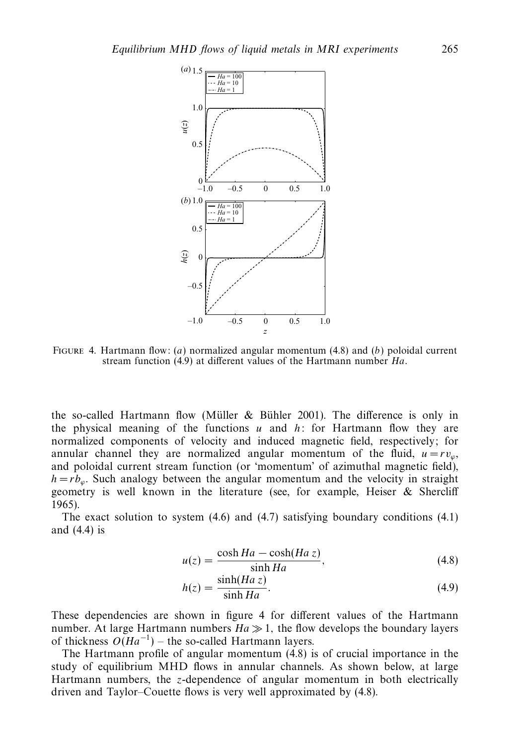FIGURE 4. Hartmann flow: (*a*) normalized angular momentum (4.8) and (*b*) poloidal current stream function (4.9) at different values of the Hartmann number $Ha$.

the so-called Hartmann flow (Müller & Bühler 2001). The difference is only in the physical meaning of the functions $u$ and $h$: for Hartmann flow they are normalized components of velocity and induced magnetic field, respectively; for annular channel they are normalized angular momentum of the fluid, $u = rv_\varphi$, and poloidal current stream function (or 'momentum' of azimuthal magnetic field), $h = rb_\varphi$. Such analogy between the angular momentum and the velocity in straight geometry is well known in the literature (see, for example, Heiser & Shercliff 1965).

The exact solution to system (4.6) and (4.7) satisfying boundary conditions (4.1) and (4.4) is

$$u(z) = \frac{\cosh Ha - \cosh(Ha\, z)}{\sinh Ha}, \tag{4.8}$$

$$h(z) = \frac{\sinh(Ha\, z)}{\sinh Ha}. \tag{4.9}$$

These dependencies are shown in figure 4 for different values of the Hartmann number. At large Hartmann numbers $Ha \gg 1$, the flow develops the boundary layers of thickness $O(Ha^{-1})$ – the so-called Hartmann layers.

The Hartmann profile of angular momentum (4.8) is of crucial importance in the study of equilibrium MHD flows in annular channels. As shown below, at large Hartmann numbers, the $z$-dependence of angular momentum in both electrically driven and Taylor–Couette flows is very well approximated by (4.8).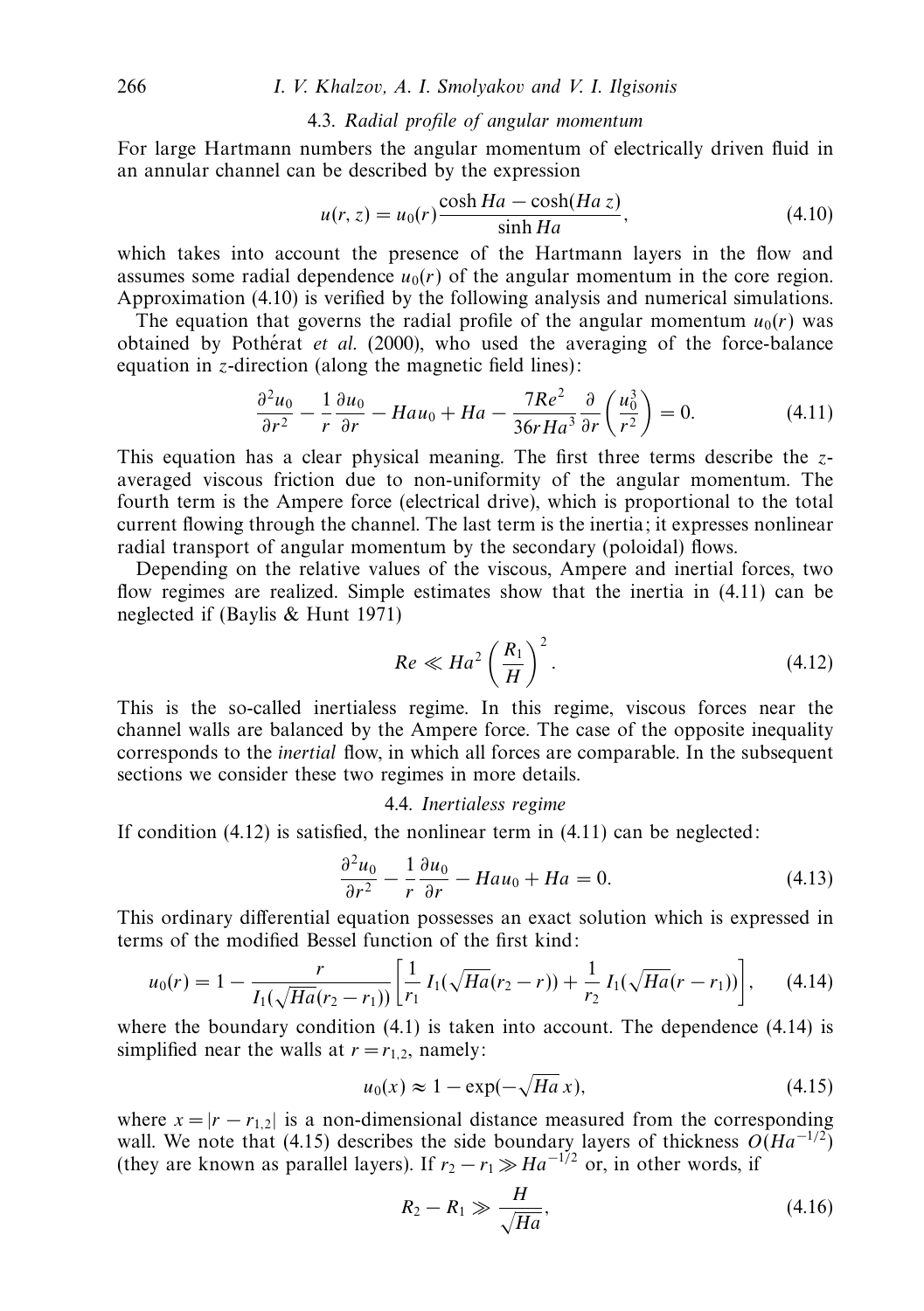### 4.3. *Radial profile of angular momentum*

For large Hartmann numbers the angular momentum of electrically driven fluid in an annular channel can be described by the expression

$$u(r, z) = u_0(r)\frac{\cosh Ha - \cosh(Ha\, z)}{\sinh Ha}, \tag{4.10}$$

which takes into account the presence of the Hartmann layers in the flow and assumes some radial dependence $u_0(r)$ of the angular momentum in the core region. Approximation (4.10) is verified by the following analysis and numerical simulations.

The equation that governs the radial profile of the angular momentum $u_0(r)$ was obtained by Pothérat *et al.* (2000), who used the averaging of the force-balance equation in $z$-direction (along the magnetic field lines):

$$\frac{\partial^2 u_0}{\partial r^2} - \frac{1}{r}\frac{\partial u_0}{\partial r} - Ha u_0 + Ha - \frac{7Re^2}{36 r Ha^3}\frac{\partial}{\partial r}\left(\frac{u_0^3}{r^2}\right) = 0. \tag{4.11}$$

This equation has a clear physical meaning. The first three terms describe the $z$-averaged viscous friction due to non-uniformity of the angular momentum. The fourth term is the Ampere force (electrical drive), which is proportional to the total current flowing through the channel. The last term is the inertia; it expresses nonlinear radial transport of angular momentum by the secondary (poloidal) flows.

Depending on the relative values of the viscous, Ampere and inertial forces, two flow regimes are realized. Simple estimates show that the inertia in (4.11) can be neglected if (Baylis & Hunt 1971)

$$Re \ll Ha^2\left(\frac{R_1}{H}\right)^2. \tag{4.12}$$

This is the so-called inertialess regime. In this regime, viscous forces near the channel walls are balanced by the Ampere force. The case of the opposite inequality corresponds to the *inertial* flow, in which all forces are comparable. In the subsequent sections we consider these two regimes in more details.

### 4.4. *Inertialess regime*

If condition (4.12) is satisfied, the nonlinear term in (4.11) can be neglected:

$$\frac{\partial^2 u_0}{\partial r^2} - \frac{1}{r}\frac{\partial u_0}{\partial r} - Ha u_0 + Ha = 0. \tag{4.13}$$

This ordinary differential equation possesses an exact solution which is expressed in terms of the modified Bessel function of the first kind:

$$u_0(r) = 1 - \frac{r}{I_1(\sqrt{Ha}(r_2 - r_1))}\left[\frac{1}{r_1}\, I_1(\sqrt{Ha}(r_2 - r)) + \frac{1}{r_2}\, I_1(\sqrt{Ha}(r - r_1))\right], \tag{4.14}$$

where the boundary condition (4.1) is taken into account. The dependence (4.14) is simplified near the walls at $r = r_{1,2}$, namely:

$$u_0(x) \approx 1 - \exp(-\sqrt{Ha}\, x), \tag{4.15}$$

where $x = |r - r_{1,2}|$ is a non-dimensional distance measured from the corresponding wall. We note that (4.15) describes the side boundary layers of thickness $O(Ha^{-1/2})$ (they are known as parallel layers). If $r_2 - r_1 \gg Ha^{-1/2}$ or, in other words, if

$$R_2 - R_1 \gg \frac{H}{\sqrt{Ha}}, \tag{4.16}$$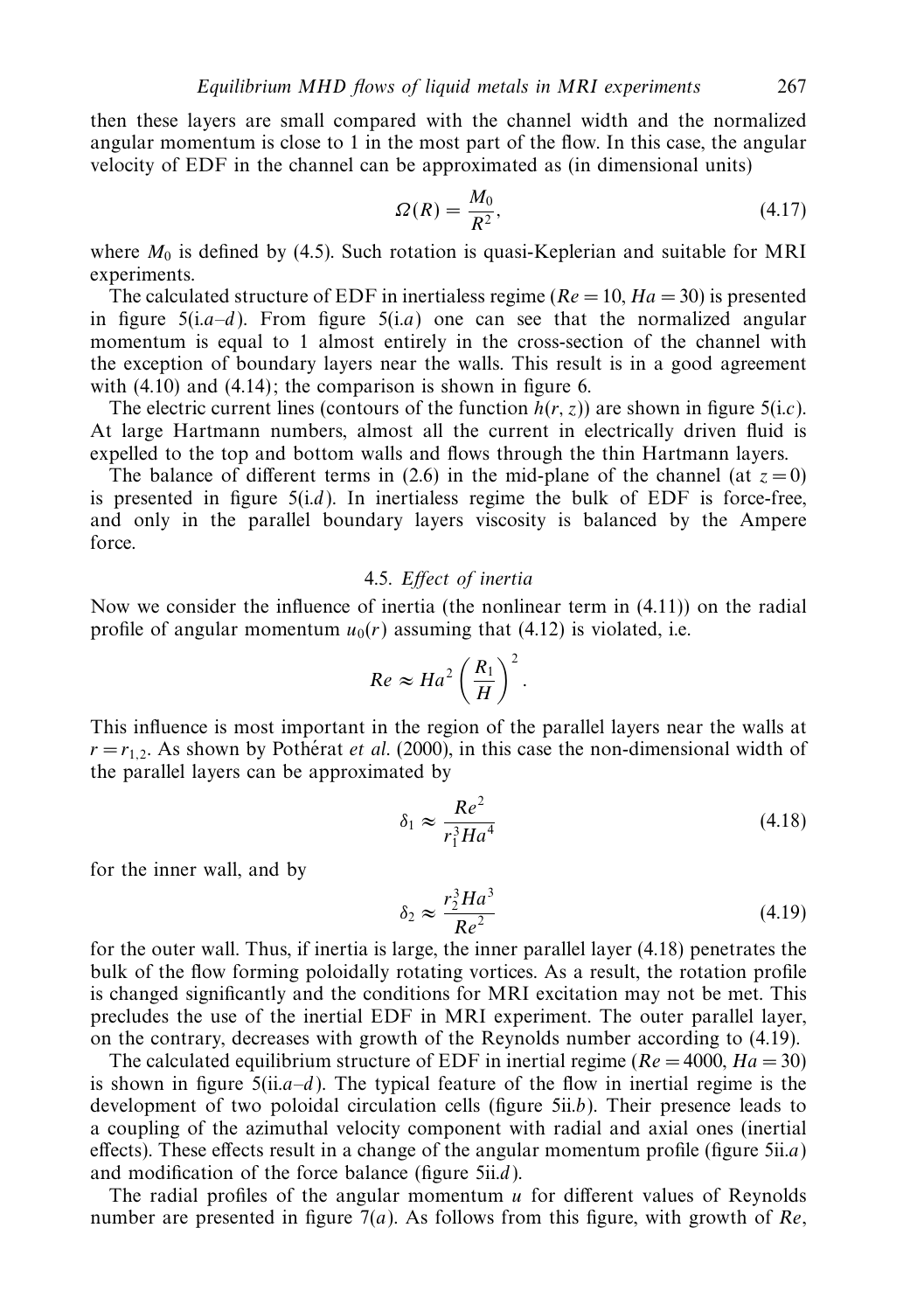then these layers are small compared with the channel width and the normalized angular momentum is close to 1 in the most part of the flow. In this case, the angular velocity of EDF in the channel can be approximated as (in dimensional units)

$$\Omega(R) = \frac{M_0}{R^2}, \tag{4.17}$$

where $M_0$ is defined by (4.5). Such rotation is quasi-Keplerian and suitable for MRI experiments.

The calculated structure of EDF in inertialess regime ($Re = 10$, $Ha = 30$) is presented in figure 5(i.*a–d*). From figure 5(i.*a*) one can see that the normalized angular momentum is equal to 1 almost entirely in the cross-section of the channel with the exception of boundary layers near the walls. This result is in a good agreement with (4.10) and (4.14); the comparison is shown in figure 6.

The electric current lines (contours of the function $h(r, z)$) are shown in figure 5(i.*c*). At large Hartmann numbers, almost all the current in electrically driven fluid is expelled to the top and bottom walls and flows through the thin Hartmann layers.

The balance of different terms in (2.6) in the mid-plane of the channel (at $z = 0$) is presented in figure 5(i.*d*). In inertialess regime the bulk of EDF is force-free, and only in the parallel boundary layers viscosity is balanced by the Ampere force.

### 4.5. *Effect of inertia*

Now we consider the influence of inertia (the nonlinear term in (4.11)) on the radial profile of angular momentum $u_0(r)$ assuming that (4.12) is violated, i.e.

$$Re \approx Ha^2 \left(\frac{R_1}{H}\right)^2.$$

This influence is most important in the region of the parallel layers near the walls at $r = r_{1,2}$. As shown by Pothérat *et al.* (2000), in this case the non-dimensional width of the parallel layers can be approximated by

$$\delta_1 \approx \frac{Re^2}{r_1^3 Ha^4} \tag{4.18}$$

for the inner wall, and by

$$\delta_2 \approx \frac{r_2^3 Ha^3}{Re^2} \tag{4.19}$$

for the outer wall. Thus, if inertia is large, the inner parallel layer (4.18) penetrates the bulk of the flow forming poloidally rotating vortices. As a result, the rotation profile is changed significantly and the conditions for MRI excitation may not be met. This precludes the use of the inertial EDF in MRI experiment. The outer parallel layer, on the contrary, decreases with growth of the Reynolds number according to (4.19).

The calculated equilibrium structure of EDF in inertial regime ($Re = 4000$, $Ha = 30$) is shown in figure 5(ii.*a–d*). The typical feature of the flow in inertial regime is the development of two poloidal circulation cells (figure 5ii.*b*). Their presence leads to a coupling of the azimuthal velocity component with radial and axial ones (inertial effects). These effects result in a change of the angular momentum profile (figure 5ii.*a*) and modification of the force balance (figure 5ii.*d*).

The radial profiles of the angular momentum $u$ for different values of Reynolds number are presented in figure 7(*a*). As follows from this figure, with growth of $Re$,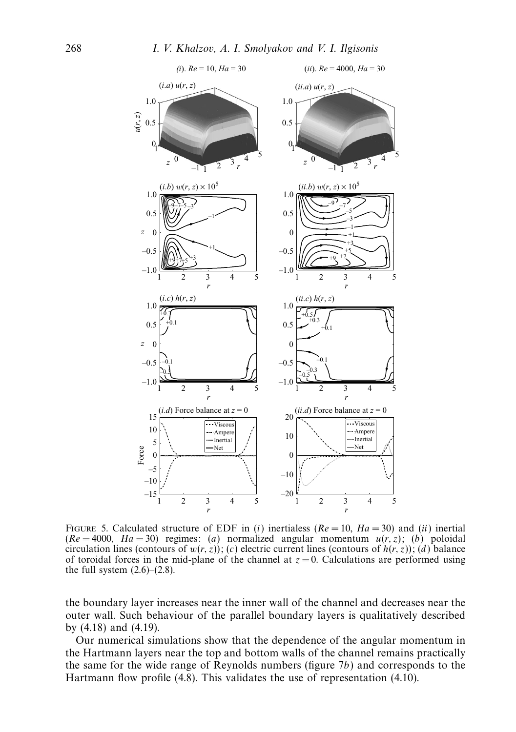FIGURE 5. Calculated structure of EDF in (*i*) inertialess ($Re = 10$, $Ha = 30$) and (*ii*) inertial ($Re = 4000$, $Ha = 30$) regimes: (*a*) normalized angular momentum $u(r, z)$; (*b*) poloidal circulation lines (contours of $w(r, z)$); (*c*) electric current lines (contours of $h(r, z)$); (*d*) balance of toroidal forces in the mid-plane of the channel at $z = 0$. Calculations are performed using the full system (2.6)–(2.8).

the boundary layer increases near the inner wall of the channel and decreases near the outer wall. Such behaviour of the parallel boundary layers is qualitatively described by (4.18) and (4.19).

Our numerical simulations show that the dependence of the angular momentum in the Hartmann layers near the top and bottom walls of the channel remains practically the same for the wide range of Reynolds numbers (figure 7*b*) and corresponds to the Hartmann flow profile (4.8). This validates the use of representation (4.10).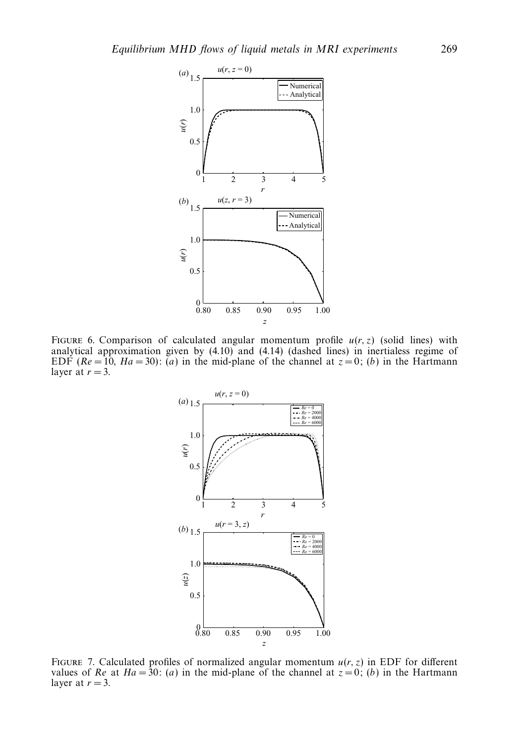FIGURE 6. Comparison of calculated angular momentum profile $u(r, z)$ (solid lines) with analytical approximation given by (4.10) and (4.14) (dashed lines) in inertialess regime of EDF ($Re = 10$, $Ha = 30$): (*a*) in the mid-plane of the channel at $z = 0$; (*b*) in the Hartmann layer at $r = 3$.

FIGURE 7. Calculated profiles of normalized angular momentum $u(r, z)$ in EDF for different values of $Re$ at $Ha = 30$: (*a*) in the mid-plane of the channel at $z = 0$; (*b*) in the Hartmann layer at $r = 3$.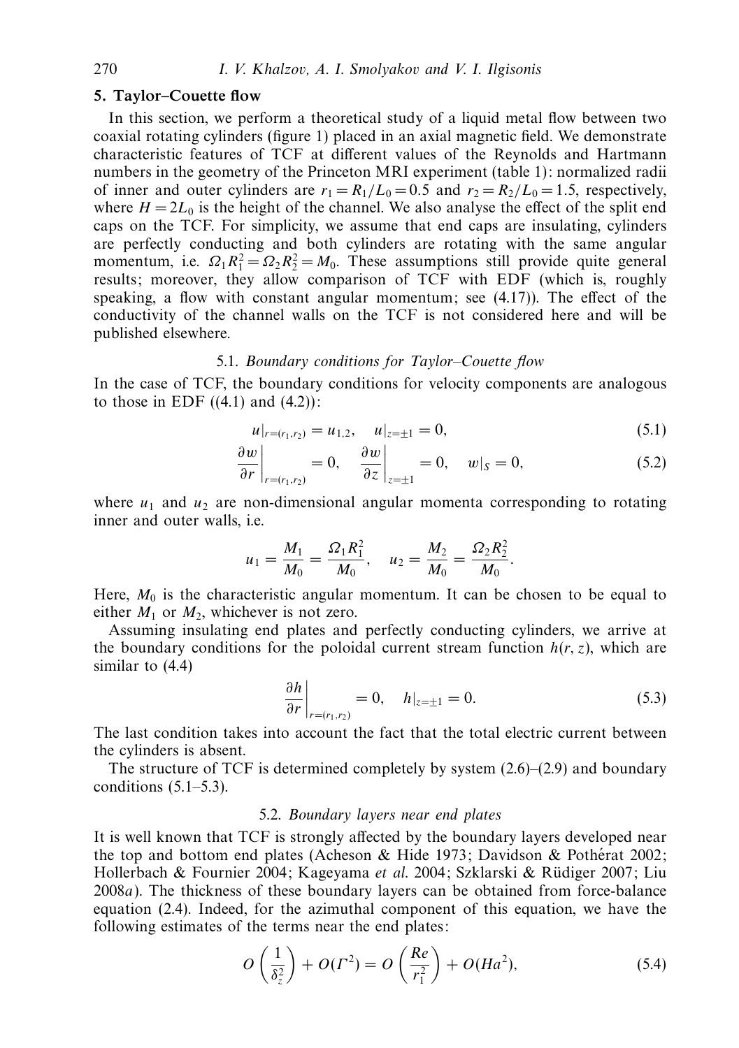## 5. Taylor–Couette flow

In this section, we perform a theoretical study of a liquid metal flow between two coaxial rotating cylinders (figure 1) placed in an axial magnetic field. We demonstrate characteristic features of TCF at different values of the Reynolds and Hartmann numbers in the geometry of the Princeton MRI experiment (table 1): normalized radii of inner and outer cylinders are $r_1 = R_1/L_0 = 0.5$ and $r_2 = R_2/L_0 = 1.5$, respectively, where $H = 2L_0$ is the height of the channel. We also analyse the effect of the split end caps on the TCF. For simplicity, we assume that end caps are insulating, cylinders are perfectly conducting and both cylinders are rotating with the same angular momentum, i.e. $\Omega_1 R_1^2 = \Omega_2 R_2^2 = M_0$. These assumptions still provide quite general results; moreover, they allow comparison of TCF with EDF (which is, roughly speaking, a flow with constant angular momentum; see (4.17)). The effect of the conductivity of the channel walls on the TCF is not considered here and will be published elsewhere.

### 5.1. *Boundary conditions for Taylor–Couette flow*

In the case of TCF, the boundary conditions for velocity components are analogous to those in EDF ((4.1) and (4.2)):

$$u|_{r=(r_1,r_2)} = u_{1,2}, \quad u|_{z=\pm 1} = 0, \tag{5.1}$$

$$\left.\frac{\partial w}{\partial r}\right|_{r=(r_1,r_2)} = 0, \quad \left.\frac{\partial w}{\partial z}\right|_{z=\pm 1} = 0, \quad w|_S = 0, \tag{5.2}$$

where $u_1$ and $u_2$ are non-dimensional angular momenta corresponding to rotating inner and outer walls, i.e.

$$u_1 = \frac{M_1}{M_0} = \frac{\Omega_1 R_1^2}{M_0}, \quad u_2 = \frac{M_2}{M_0} = \frac{\Omega_2 R_2^2}{M_0}.$$

Here, $M_0$ is the characteristic angular momentum. It can be chosen to be equal to either $M_1$ or $M_2$, whichever is not zero.

Assuming insulating end plates and perfectly conducting cylinders, we arrive at the boundary conditions for the poloidal current stream function $h(r, z)$, which are similar to (4.4)

$$\left.\frac{\partial h}{\partial r}\right|_{r=(r_1,r_2)} = 0, \quad h|_{z=\pm 1} = 0. \tag{5.3}$$

The last condition takes into account the fact that the total electric current between the cylinders is absent.

The structure of TCF is determined completely by system (2.6)–(2.9) and boundary conditions (5.1–5.3).

### 5.2. *Boundary layers near end plates*

It is well known that TCF is strongly affected by the boundary layers developed near the top and bottom end plates (Acheson & Hide 1973; Davidson & Pothérat 2002; Hollerbach & Fournier 2004; Kageyama *et al.* 2004; Szklarski & Rüdiger 2007; Liu 2008*a*). The thickness of these boundary layers can be obtained from force-balance equation (2.4). Indeed, for the azimuthal component of this equation, we have the following estimates of the terms near the end plates:

$$O\left(\frac{1}{\delta_z^2}\right) + O(\Gamma^2) = O\left(\frac{Re}{r_1^2}\right) + O(Ha^2), \tag{5.4}$$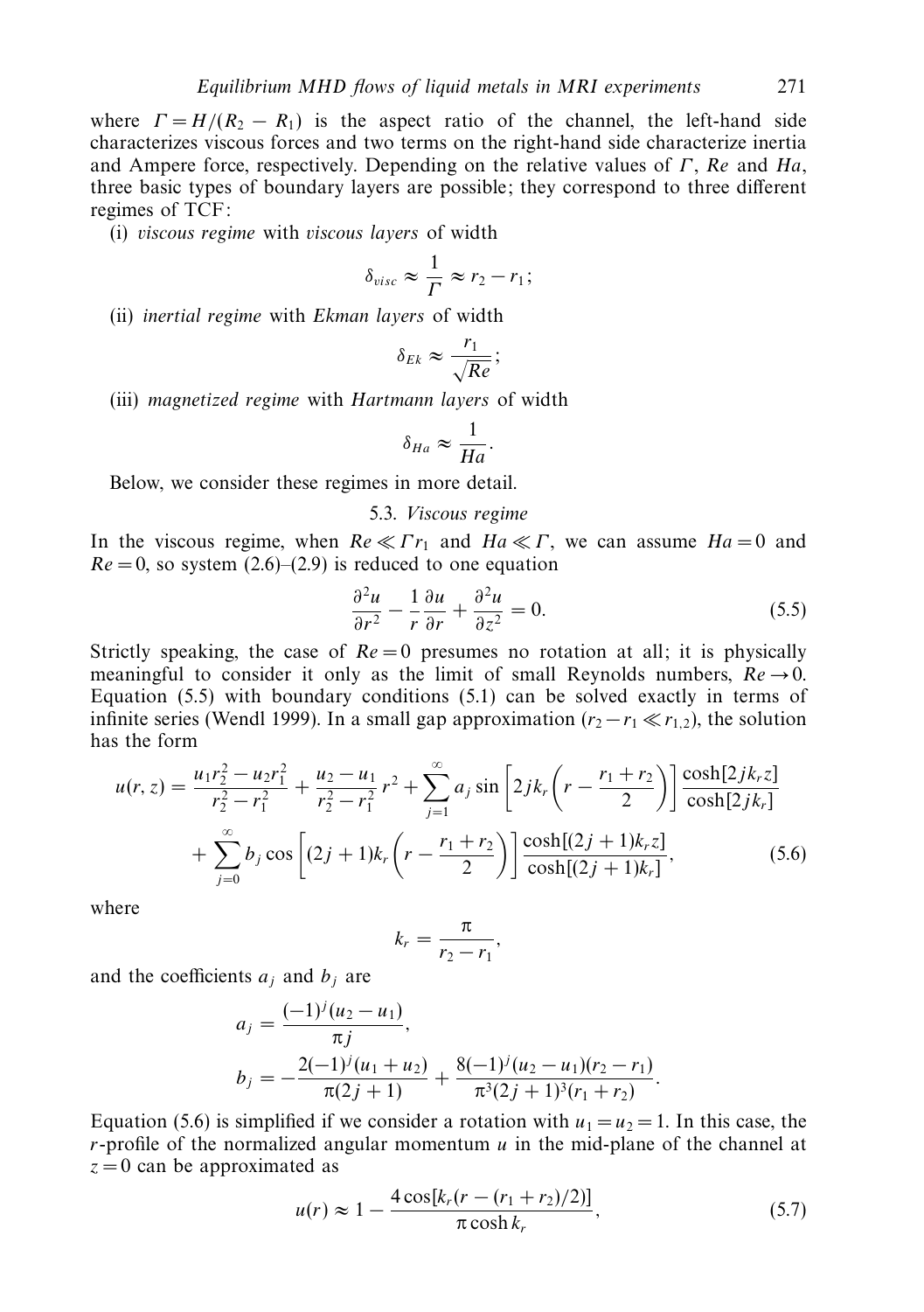where $\Gamma = H/(R_2 - R_1)$ is the aspect ratio of the channel, the left-hand side characterizes viscous forces and two terms on the right-hand side characterize inertia and Ampere force, respectively. Depending on the relative values of $\Gamma$, $Re$ and $Ha$, three basic types of boundary layers are possible; they correspond to three different regimes of TCF:

(i) *viscous regime* with *viscous layers* of width

$$\delta_{visc} \approx \frac{1}{\Gamma} \approx r_2 - r_1;$$

(ii) *inertial regime* with *Ekman layers* of width

$$\delta_{Ek} \approx \frac{r_1}{\sqrt{Re}};$$

(iii) *magnetized regime* with *Hartmann layers* of width

$$\delta_{Ha} \approx \frac{1}{Ha}.$$

Below, we consider these regimes in more detail.

### 5.3. *Viscous regime*

In the viscous regime, when $Re \ll \Gamma r_1$ and $Ha \ll \Gamma$, we can assume $Ha = 0$ and $Re = 0$, so system (2.6)–(2.9) is reduced to one equation

$$\frac{\partial^2 u}{\partial r^2} - \frac{1}{r}\frac{\partial u}{\partial r} + \frac{\partial^2 u}{\partial z^2} = 0. \tag{5.5}$$

Strictly speaking, the case of $Re = 0$ presumes no rotation at all; it is physically meaningful to consider it only as the limit of small Reynolds numbers, $Re \to 0$. Equation (5.5) with boundary conditions (5.1) can be solved exactly in terms of infinite series (Wendl 1999). In a small gap approximation ($r_2 - r_1 \ll r_{1,2}$), the solution has the form

$$u(r,z) = \frac{u_1 r_2^2 - u_2 r_1^2}{r_2^2 - r_1^2} + \frac{u_2 - u_1}{r_2^2 - r_1^2} r^2 + \sum_{j=1}^{\infty} a_j \sin\left[2jk_r\left(r - \frac{r_1 + r_2}{2}\right)\right] \frac{\cosh[2jk_r z]}{\cosh[2jk_r]} + \sum_{j=0}^{\infty} b_j \cos\left[(2j+1)k_r\left(r - \frac{r_1 + r_2}{2}\right)\right] \frac{\cosh[(2j+1)k_r z]}{\cosh[(2j+1)k_r]}, \tag{5.6}$$

where

$$k_r = \frac{\pi}{r_2 - r_1},$$

and the coefficients $a_j$ and $b_j$ are

$$a_j = \frac{(-1)^j (u_2 - u_1)}{\pi j},$$

$$b_j = -\frac{2(-1)^j (u_1 + u_2)}{\pi(2j+1)} + \frac{8(-1)^j (u_2 - u_1)(r_2 - r_1)}{\pi^3 (2j+1)^3 (r_1 + r_2)}.$$

Equation (5.6) is simplified if we consider a rotation with $u_1 = u_2 = 1$. In this case, the $r$-profile of the normalized angular momentum $u$ in the mid-plane of the channel at $z = 0$ can be approximated as

$$u(r) \approx 1 - \frac{4\cos[k_r(r - (r_1 + r_2)/2)]}{\pi \cosh k_r}, \tag{5.7}$$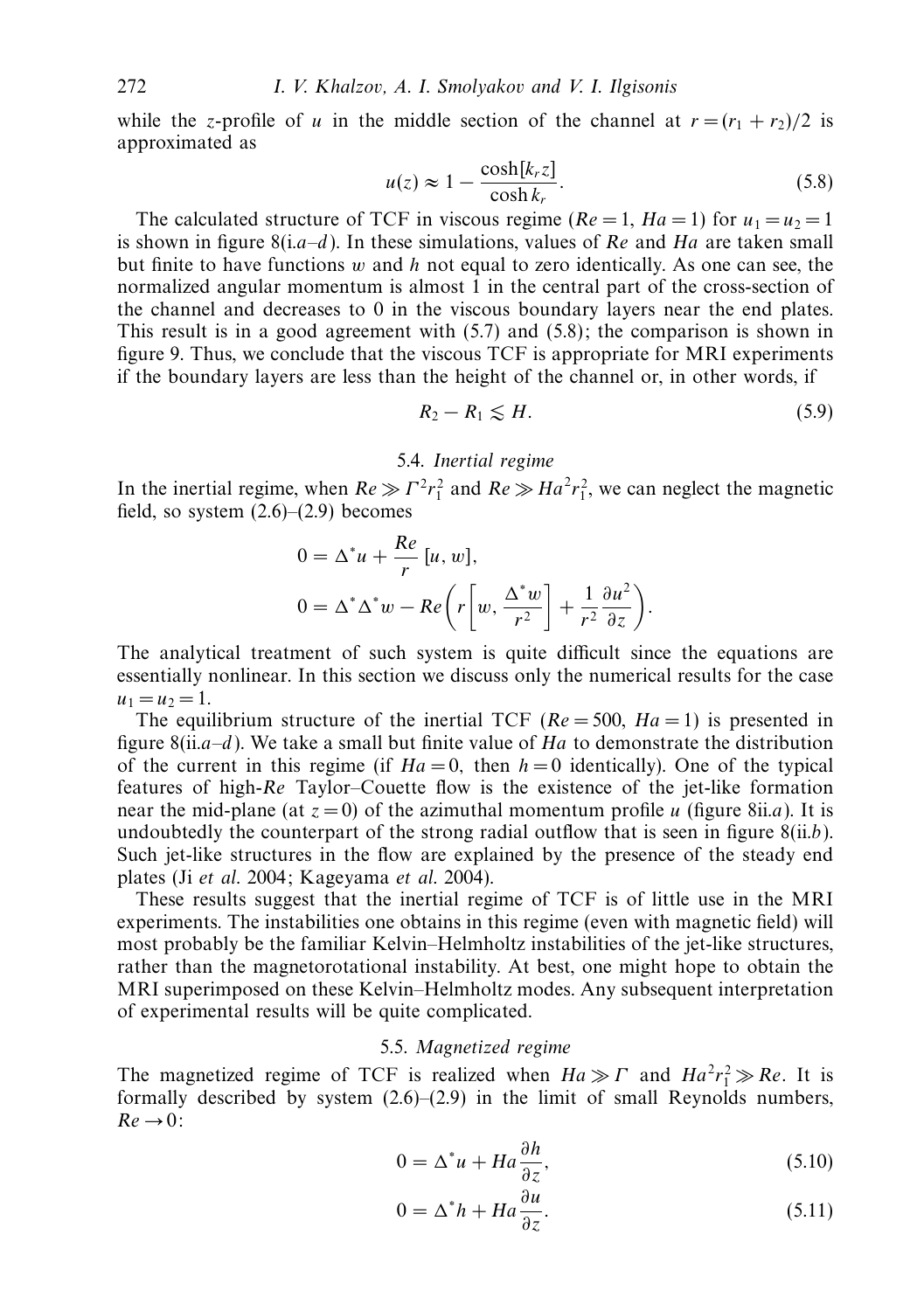while the $z$-profile of $u$ in the middle section of the channel at $r = (r_1 + r_2)/2$ is approximated as

$$u(z) \approx 1 - \frac{\cosh[k_r z]}{\cosh k_r}. \tag{5.8}$$

The calculated structure of TCF in viscous regime ($Re = 1$, $Ha = 1$) for $u_1 = u_2 = 1$ is shown in figure 8(i.*a*–*d*). In these simulations, values of $Re$ and $Ha$ are taken small but finite to have functions $w$ and $h$ not equal to zero identically. As one can see, the normalized angular momentum is almost 1 in the central part of the cross-section of the channel and decreases to 0 in the viscous boundary layers near the end plates. This result is in a good agreement with (5.7) and (5.8); the comparison is shown in figure 9. Thus, we conclude that the viscous TCF is appropriate for MRI experiments if the boundary layers are less than the height of the channel or, in other words, if

$$R_2 - R_1 \lesssim H. \tag{5.9}$$

### 5.4. *Inertial regime*

In the inertial regime, when $Re \gg \Gamma^2 r_1^2$ and $Re \gg Ha^2 r_1^2$, we can neglect the magnetic field, so system (2.6)–(2.9) becomes

$$0 = \Delta^* u + \frac{Re}{r}\,[u, w],$$

$$0 = \Delta^* \Delta^* w - Re\left( r\left[ w, \frac{\Delta^* w}{r^2} \right] + \frac{1}{r^2}\frac{\partial u^2}{\partial z} \right).$$

The analytical treatment of such system is quite difficult since the equations are essentially nonlinear. In this section we discuss only the numerical results for the case $u_1 = u_2 = 1$.

The equilibrium structure of the inertial TCF ($Re = 500$, $Ha = 1$) is presented in figure 8(ii.*a*–*d*). We take a small but finite value of $Ha$ to demonstrate the distribution of the current in this regime (if $Ha = 0$, then $h = 0$ identically). One of the typical features of high-$Re$ Taylor–Couette flow is the existence of the jet-like formation near the mid-plane (at $z = 0$) of the azimuthal momentum profile $u$ (figure 8ii.*a*). It is undoubtedly the counterpart of the strong radial outflow that is seen in figure 8(ii.*b*). Such jet-like structures in the flow are explained by the presence of the steady end plates (Ji *et al.* 2004; Kageyama *et al.* 2004).

These results suggest that the inertial regime of TCF is of little use in the MRI experiments. The instabilities one obtains in this regime (even with magnetic field) will most probably be the familiar Kelvin–Helmholtz instabilities of the jet-like structures, rather than the magnetorotational instability. At best, one might hope to obtain the MRI superimposed on these Kelvin–Helmholtz modes. Any subsequent interpretation of experimental results will be quite complicated.

### 5.5. *Magnetized regime*

The magnetized regime of TCF is realized when $Ha \gg \Gamma$ and $Ha^2 r_1^2 \gg Re$. It is formally described by system (2.6)–(2.9) in the limit of small Reynolds numbers, $Re \to 0$:

$$0 = \Delta^* u + Ha\frac{\partial h}{\partial z}, \tag{5.10}$$

$$0 = \Delta^* h + Ha\frac{\partial u}{\partial z}. \tag{5.11}$$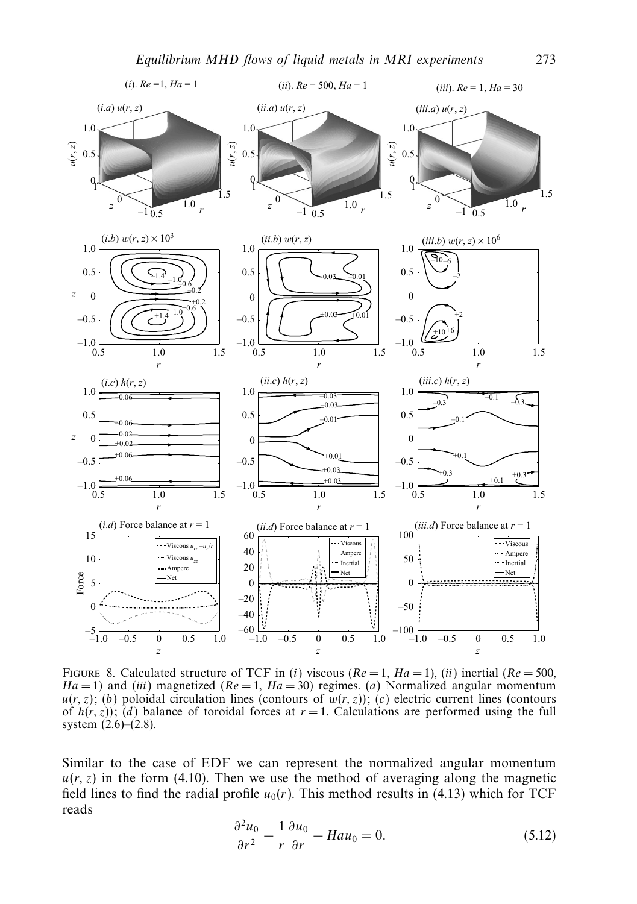FIGURE 8. Calculated structure of TCF in (*i*) viscous ($Re = 1$, $Ha = 1$), (*ii*) inertial ($Re = 500$, $Ha = 1$) and (*iii*) magnetized ($Re = 1$, $Ha = 30$) regimes. (*a*) Normalized angular momentum $u(r, z)$; (*b*) poloidal circulation lines (contours of $w(r, z)$); (*c*) electric current lines (contours of $h(r, z)$); (*d*) balance of toroidal forces at $r = 1$. Calculations are performed using the full system (2.6)–(2.8).

Similar to the case of EDF we can represent the normalized angular momentum $u(r, z)$ in the form (4.10). Then we use the method of averaging along the magnetic field lines to find the radial profile $u_0(r)$. This method results in (4.13) which for TCF reads

$$\frac{\partial^2 u_0}{\partial r^2} - \frac{1}{r}\frac{\partial u_0}{\partial r} - Ha u_0 = 0. \tag{5.12}$$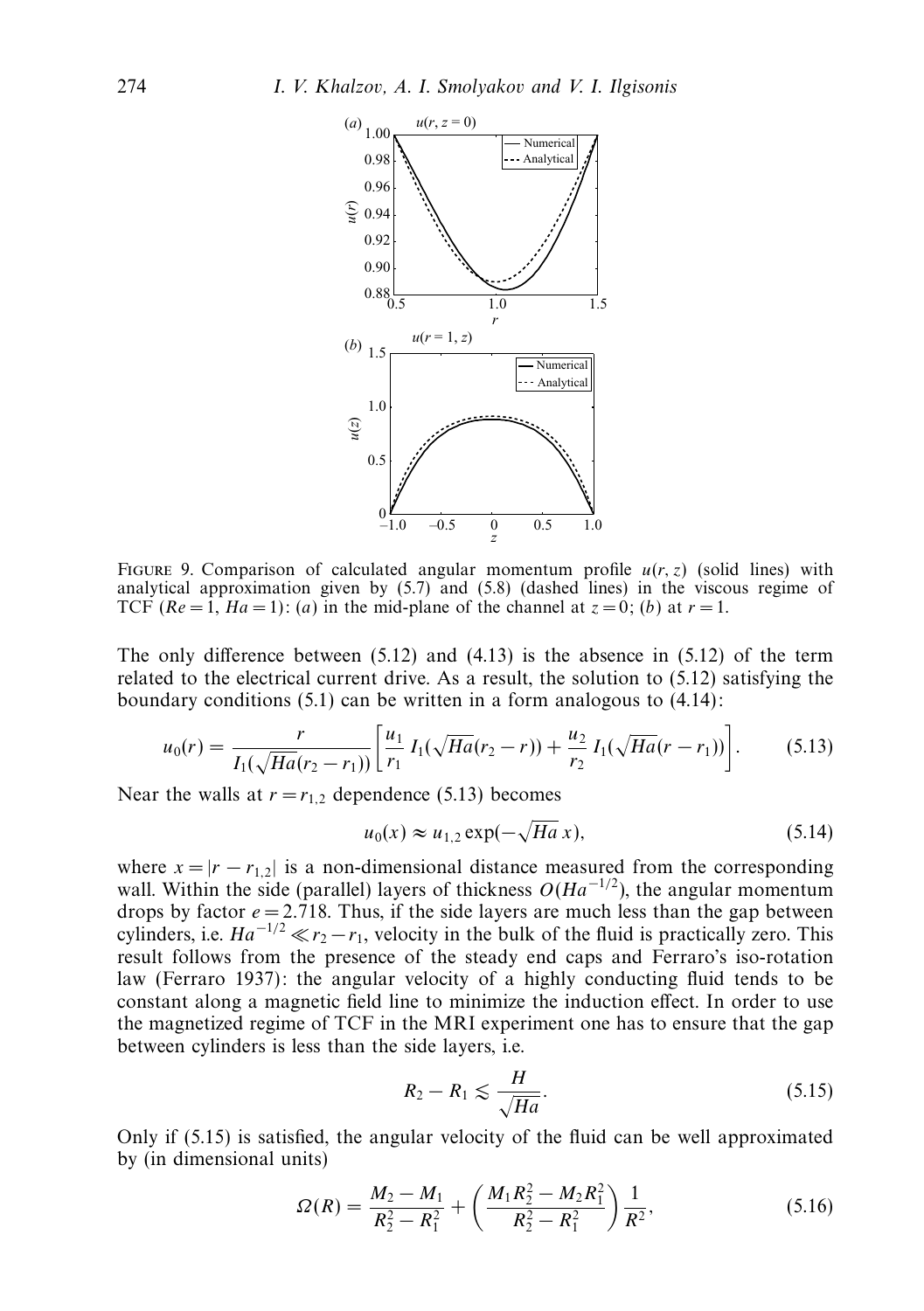FIGURE 9. Comparison of calculated angular momentum profile $u(r, z)$ (solid lines) with analytical approximation given by (5.7) and (5.8) (dashed lines) in the viscous regime of TCF ($Re = 1$, $Ha = 1$): (*a*) in the mid-plane of the channel at $z = 0$; (*b*) at $r = 1$.

The only difference between (5.12) and (4.13) is the absence in (5.12) of the term related to the electrical current drive. As a result, the solution to (5.12) satisfying the boundary conditions (5.1) can be written in a form analogous to (4.14):

$$u_0(r) = \frac{r}{I_1(\sqrt{Ha}(r_2 - r_1))}\left[\frac{u_1}{r_1} I_1(\sqrt{Ha}(r_2 - r)) + \frac{u_2}{r_2} I_1(\sqrt{Ha}(r - r_1))\right]. \tag{5.13}$$

Near the walls at $r = r_{1,2}$ dependence (5.13) becomes

$$u_0(x) \approx u_{1,2} \exp(-\sqrt{Ha}\, x), \tag{5.14}$$

where $x = |r - r_{1,2}|$ is a non-dimensional distance measured from the corresponding wall. Within the side (parallel) layers of thickness $O(Ha^{-1/2})$, the angular momentum drops by factor $e = 2.718$. Thus, if the side layers are much less than the gap between cylinders, i.e. $Ha^{-1/2} \ll r_2 - r_1$, velocity in the bulk of the fluid is practically zero. This result follows from the presence of the steady end caps and Ferraro's iso-rotation law (Ferraro 1937): the angular velocity of a highly conducting fluid tends to be constant along a magnetic field line to minimize the induction effect. In order to use the magnetized regime of TCF in the MRI experiment one has to ensure that the gap between cylinders is less than the side layers, i.e.

$$R_2 - R_1 \lesssim \frac{H}{\sqrt{Ha}}. \tag{5.15}$$

Only if (5.15) is satisfied, the angular velocity of the fluid can be well approximated by (in dimensional units)

$$\Omega(R) = \frac{M_2 - M_1}{R_2^2 - R_1^2} + \left(\frac{M_1 R_2^2 - M_2 R_1^2}{R_2^2 - R_1^2}\right)\frac{1}{R^2}, \tag{5.16}$$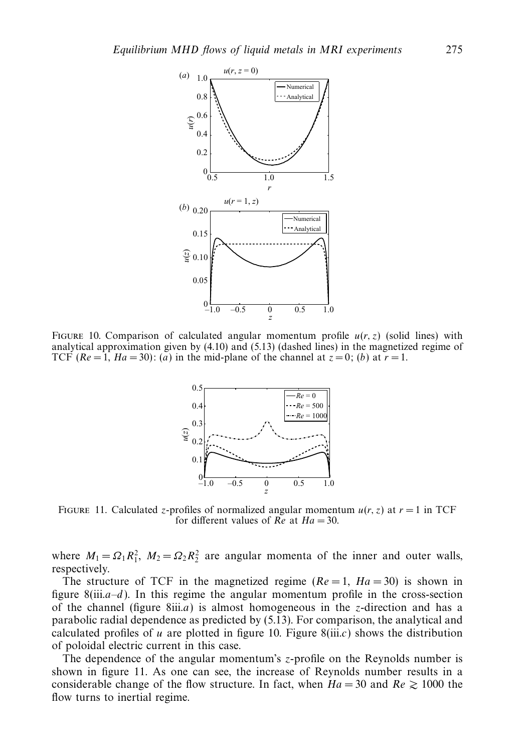FIGURE 10. Comparison of calculated angular momentum profile $u(r, z)$ (solid lines) with analytical approximation given by (4.10) and (5.13) (dashed lines) in the magnetized regime of TCF ($Re = 1$, $Ha = 30$): (*a*) in the mid-plane of the channel at $z = 0$; (*b*) at $r = 1$.

FIGURE 11. Calculated $z$-profiles of normalized angular momentum $u(r, z)$ at $r = 1$ in TCF for different values of $Re$ at $Ha = 30$.

where $M_1 = \Omega_1 R_1^2$, $M_2 = \Omega_2 R_2^2$ are angular momenta of the inner and outer walls, respectively.

The structure of TCF in the magnetized regime ($Re = 1$, $Ha = 30$) is shown in figure 8(iii.*a*–*d*). In this regime the angular momentum profile in the cross-section of the channel (figure 8iii.*a*) is almost homogeneous in the $z$-direction and has a parabolic radial dependence as predicted by (5.13). For comparison, the analytical and calculated profiles of $u$ are plotted in figure 10. Figure 8(iii.*c*) shows the distribution of poloidal electric current in this case.

The dependence of the angular momentum's $z$-profile on the Reynolds number is shown in figure 11. As one can see, the increase of Reynolds number results in a considerable change of the flow structure. In fact, when $Ha = 30$ and $Re \gtrsim 1000$ the flow turns to inertial regime.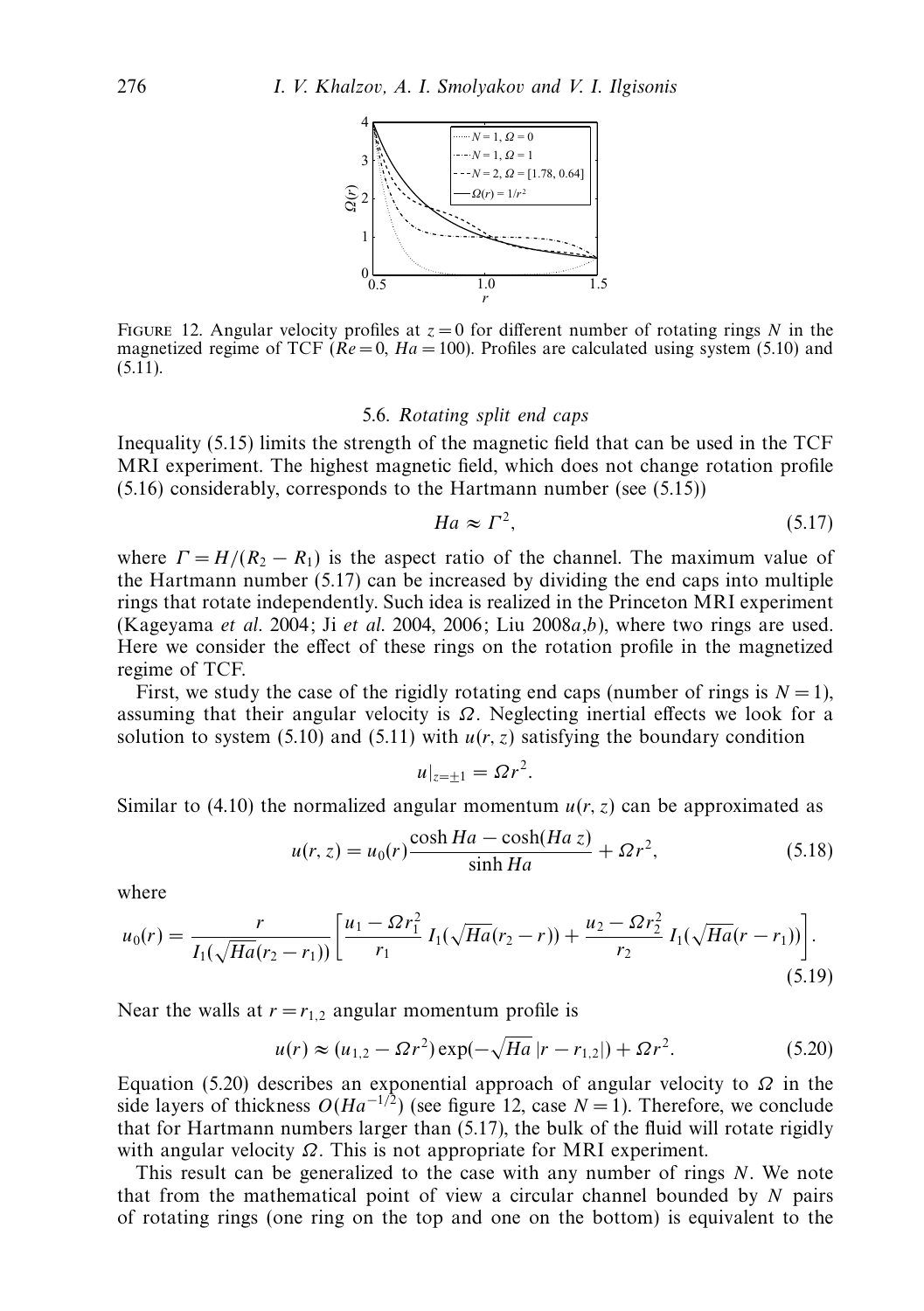FIGURE 12. Angular velocity profiles at $z = 0$ for different number of rotating rings $N$ in the magnetized regime of TCF ($Re = 0$, $Ha = 100$). Profiles are calculated using system (5.10) and (5.11).

### 5.6. *Rotating split end caps*

Inequality (5.15) limits the strength of the magnetic field that can be used in the TCF MRI experiment. The highest magnetic field, which does not change rotation profile (5.16) considerably, corresponds to the Hartmann number (see (5.15))

$$Ha \approx \Gamma^2, \tag{5.17}$$

where $\Gamma = H/(R_2 - R_1)$ is the aspect ratio of the channel. The maximum value of the Hartmann number (5.17) can be increased by dividing the end caps into multiple rings that rotate independently. Such idea is realized in the Princeton MRI experiment (Kageyama *et al.* 2004; Ji *et al.* 2004, 2006; Liu 2008*a*,*b*), where two rings are used. Here we consider the effect of these rings on the rotation profile in the magnetized regime of TCF.

First, we study the case of the rigidly rotating end caps (number of rings is $N = 1$), assuming that their angular velocity is $\Omega$. Neglecting inertial effects we look for a solution to system (5.10) and (5.11) with $u(r, z)$ satisfying the boundary condition

$$u|_{z=\pm 1} = \Omega r^2.$$

Similar to (4.10) the normalized angular momentum $u(r, z)$ can be approximated as

$$u(r, z) = u_0(r)\frac{\cosh Ha - \cosh(Ha\, z)}{\sinh Ha} + \Omega r^2, \tag{5.18}$$

where

$$u_0(r) = \frac{r}{I_1(\sqrt{Ha}(r_2 - r_1))}\left[\frac{u_1 - \Omega r_1^2}{r_1}\, I_1(\sqrt{Ha}(r_2 - r)) + \frac{u_2 - \Omega r_2^2}{r_2}\, I_1(\sqrt{Ha}(r - r_1))\right]. \tag{5.19}$$

Near the walls at $r = r_{1,2}$ angular momentum profile is

$$u(r) \approx (u_{1,2} - \Omega r^2)\exp(-\sqrt{Ha}\,|r - r_{1,2}|) + \Omega r^2. \tag{5.20}$$

Equation (5.20) describes an exponential approach of angular velocity to $\Omega$ in the side layers of thickness $O(Ha^{-1/2})$ (see figure 12, case $N = 1$). Therefore, we conclude that for Hartmann numbers larger than (5.17), the bulk of the fluid will rotate rigidly with angular velocity $\Omega$. This is not appropriate for MRI experiment.

This result can be generalized to the case with any number of rings $N$. We note that from the mathematical point of view a circular channel bounded by $N$ pairs of rotating rings (one ring on the top and one on the bottom) is equivalent to the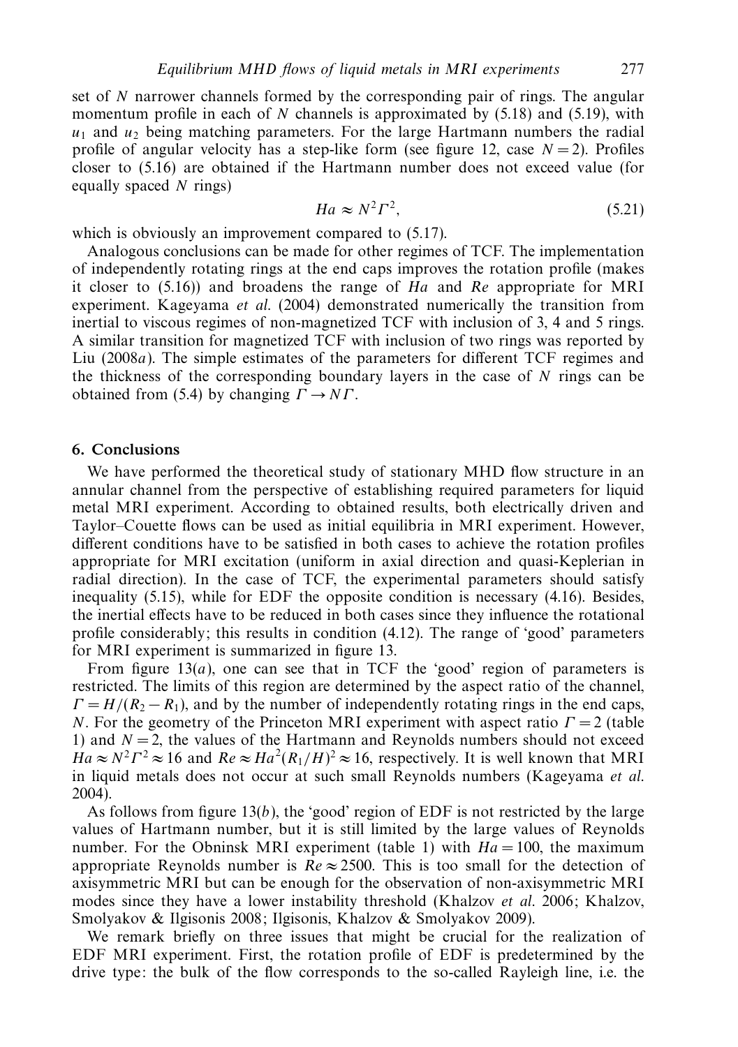set of $N$ narrower channels formed by the corresponding pair of rings. The angular momentum profile in each of $N$ channels is approximated by (5.18) and (5.19), with $u_1$ and $u_2$ being matching parameters. For the large Hartmann numbers the radial profile of angular velocity has a step-like form (see figure 12, case $N = 2$). Profiles closer to (5.16) are obtained if the Hartmann number does not exceed value (for equally spaced $N$ rings)

$$Ha \approx N^2 \Gamma^2, \tag{5.21}$$

which is obviously an improvement compared to (5.17).

Analogous conclusions can be made for other regimes of TCF. The implementation of independently rotating rings at the end caps improves the rotation profile (makes it closer to (5.16)) and broadens the range of $Ha$ and $Re$ appropriate for MRI experiment. Kageyama *et al.* (2004) demonstrated numerically the transition from inertial to viscous regimes of non-magnetized TCF with inclusion of 3, 4 and 5 rings. A similar transition for magnetized TCF with inclusion of two rings was reported by Liu (2008*a*). The simple estimates of the parameters for different TCF regimes and the thickness of the corresponding boundary layers in the case of $N$ rings can be obtained from (5.4) by changing $\Gamma \rightarrow N\Gamma$.

## 6. Conclusions

We have performed the theoretical study of stationary MHD flow structure in an annular channel from the perspective of establishing required parameters for liquid metal MRI experiment. According to obtained results, both electrically driven and Taylor–Couette flows can be used as initial equilibria in MRI experiment. However, different conditions have to be satisfied in both cases to achieve the rotation profiles appropriate for MRI excitation (uniform in axial direction and quasi-Keplerian in radial direction). In the case of TCF, the experimental parameters should satisfy inequality (5.15), while for EDF the opposite condition is necessary (4.16). Besides, the inertial effects have to be reduced in both cases since they influence the rotational profile considerably; this results in condition (4.12). The range of 'good' parameters for MRI experiment is summarized in figure 13.

From figure 13(*a*), one can see that in TCF the 'good' region of parameters is restricted. The limits of this region are determined by the aspect ratio of the channel, $\Gamma = H/(R_2 - R_1)$, and by the number of independently rotating rings in the end caps, $N$. For the geometry of the Princeton MRI experiment with aspect ratio $\Gamma = 2$ (table 1) and $N = 2$, the values of the Hartmann and Reynolds numbers should not exceed $Ha \approx N^2\Gamma^2 \approx 16$ and $Re \approx Ha^2(R_1/H)^2 \approx 16$, respectively. It is well known that MRI in liquid metals does not occur at such small Reynolds numbers (Kageyama *et al.* 2004).

As follows from figure 13(*b*), the 'good' region of EDF is not restricted by the large values of Hartmann number, but it is still limited by the large values of Reynolds number. For the Obninsk MRI experiment (table 1) with $Ha = 100$, the maximum appropriate Reynolds number is $Re \approx 2500$. This is too small for the detection of axisymmetric MRI but can be enough for the observation of non-axisymmetric MRI modes since they have a lower instability threshold (Khalzov *et al.* 2006; Khalzov, Smolyakov & Ilgisonis 2008; Ilgisonis, Khalzov & Smolyakov 2009).

We remark briefly on three issues that might be crucial for the realization of EDF MRI experiment. First, the rotation profile of EDF is predetermined by the drive type: the bulk of the flow corresponds to the so-called Rayleigh line, i.e. the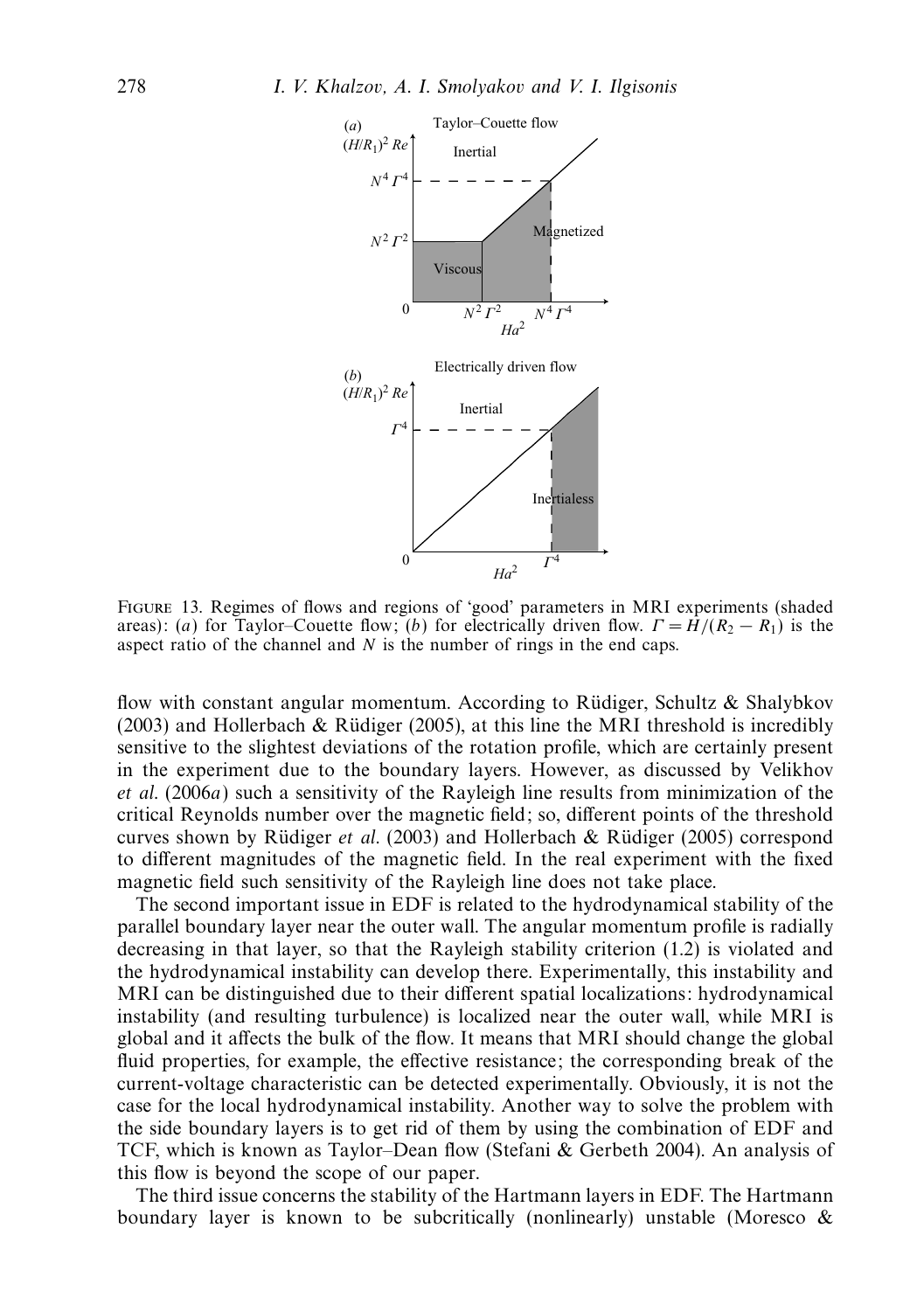FIGURE 13. Regimes of flows and regions of 'good' parameters in MRI experiments (shaded areas): (*a*) for Taylor–Couette flow; (*b*) for electrically driven flow. $\Gamma = H/(R_2 - R_1)$ is the aspect ratio of the channel and $N$ is the number of rings in the end caps.

flow with constant angular momentum. According to Rüdiger, Schultz & Shalybkov (2003) and Hollerbach & Rüdiger (2005), at this line the MRI threshold is incredibly sensitive to the slightest deviations of the rotation profile, which are certainly present in the experiment due to the boundary layers. However, as discussed by Velikhov *et al.* (2006*a*) such a sensitivity of the Rayleigh line results from minimization of the critical Reynolds number over the magnetic field; so, different points of the threshold curves shown by Rüdiger *et al.* (2003) and Hollerbach & Rüdiger (2005) correspond to different magnitudes of the magnetic field. In the real experiment with the fixed magnetic field such sensitivity of the Rayleigh line does not take place.

The second important issue in EDF is related to the hydrodynamical stability of the parallel boundary layer near the outer wall. The angular momentum profile is radially decreasing in that layer, so that the Rayleigh stability criterion (1.2) is violated and the hydrodynamical instability can develop there. Experimentally, this instability and MRI can be distinguished due to their different spatial localizations: hydrodynamical instability (and resulting turbulence) is localized near the outer wall, while MRI is global and it affects the bulk of the flow. It means that MRI should change the global fluid properties, for example, the effective resistance; the corresponding break of the current-voltage characteristic can be detected experimentally. Obviously, it is not the case for the local hydrodynamical instability. Another way to solve the problem with the side boundary layers is to get rid of them by using the combination of EDF and TCF, which is known as Taylor–Dean flow (Stefani & Gerbeth 2004). An analysis of this flow is beyond the scope of our paper.

The third issue concerns the stability of the Hartmann layers in EDF. The Hartmann boundary layer is known to be subcritically (nonlinearly) unstable (Moresco &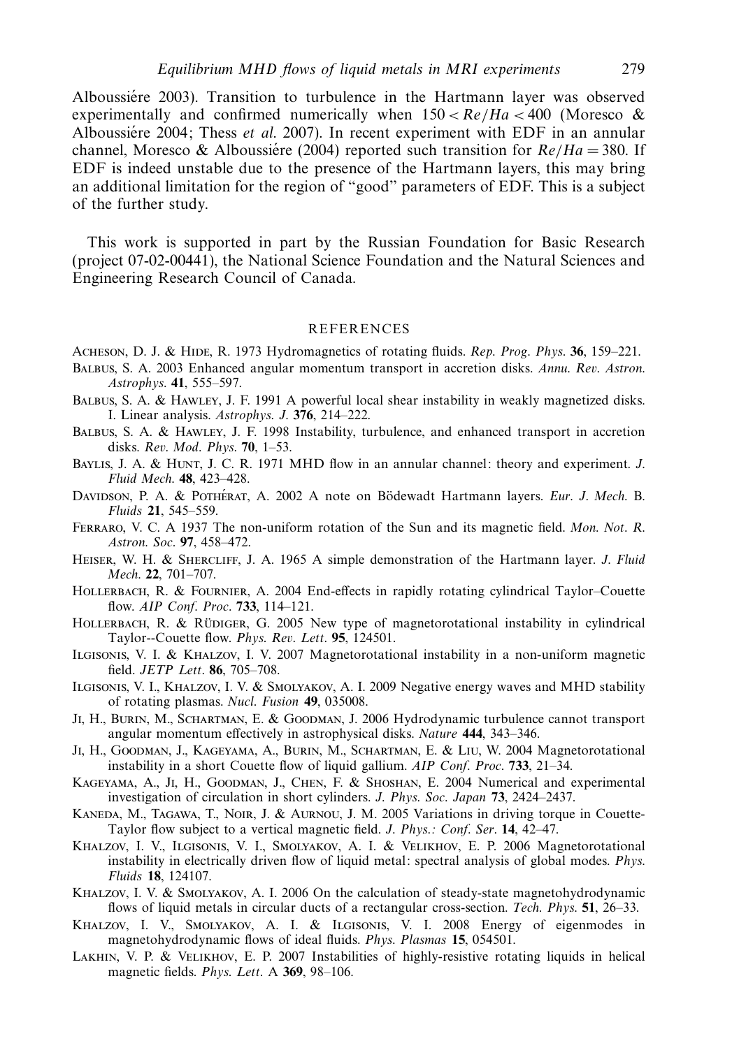Alboussiére 2003). Transition to turbulence in the Hartmann layer was observed experimentally and confirmed numerically when $150 < Re/Ha < 400$ (Moresco & Alboussiére 2004; Thess *et al.* 2007). In recent experiment with EDF in an annular channel, Moresco & Alboussiére (2004) reported such transition for $Re/Ha = 380$. If EDF is indeed unstable due to the presence of the Hartmann layers, this may bring an additional limitation for the region of "good" parameters of EDF. This is a subject of the further study.

This work is supported in part by the Russian Foundation for Basic Research (project 07-02-00441), the National Science Foundation and the Natural Sciences and Engineering Research Council of Canada.

## REFERENCES

Acheson, D. J. & Hide, R. 1973 Hydromagnetics of rotating fluids. *Rep. Prog. Phys.* **36**, 159–221.

Balbus, S. A. 2003 Enhanced angular momentum transport in accretion disks. *Annu. Rev. Astron. Astrophys.* **41**, 555–597.

Balbus, S. A. & Hawley, J. F. 1991 A powerful local shear instability in weakly magnetized disks. I. Linear analysis. *Astrophys. J.* **376**, 214–222.

Balbus, S. A. & Hawley, J. F. 1998 Instability, turbulence, and enhanced transport in accretion disks. *Rev. Mod. Phys.* **70**, 1–53.

Baylis, J. A. & Hunt, J. C. R. 1971 MHD flow in an annular channel: theory and experiment. *J. Fluid Mech.* **48**, 423–428.

Davidson, P. A. & Pothérat, A. 2002 A note on Bödewadt Hartmann layers. *Eur. J. Mech.* B. *Fluids* **21**, 545–559.

Ferraro, V. C. A 1937 The non-uniform rotation of the Sun and its magnetic field. *Mon. Not. R. Astron. Soc.* **97**, 458–472.

Heiser, W. H. & Shercliff, J. A. 1965 A simple demonstration of the Hartmann layer. *J. Fluid Mech.* **22**, 701–707.

Hollerbach, R. & Fournier, A. 2004 End-effects in rapidly rotating cylindrical Taylor–Couette flow. *AIP Conf. Proc.* **733**, 114–121.

Hollerbach, R. & Rüdiger, G. 2005 New type of magnetorotational instability in cylindrical Taylor--Couette flow. *Phys. Rev. Lett.* **95**, 124501.

Ilgisonis, V. I. & Khalzov, I. V. 2007 Magnetorotational instability in a non-uniform magnetic field. *JETP Lett.* **86**, 705–708.

Ilgisonis, V. I., Khalzov, I. V. & Smolyakov, A. I. 2009 Negative energy waves and MHD stability of rotating plasmas. *Nucl. Fusion* **49**, 035008.

Ji, H., Burin, M., Schartman, E. & Goodman, J. 2006 Hydrodynamic turbulence cannot transport angular momentum effectively in astrophysical disks. *Nature* **444**, 343–346.

Ji, H., Goodman, J., Kageyama, A., Burin, M., Schartman, E. & Liu, W. 2004 Magnetorotational instability in a short Couette flow of liquid gallium. *AIP Conf. Proc.* **733**, 21–34.

Kageyama, A., Ji, H., Goodman, J., Chen, F. & Shoshan, E. 2004 Numerical and experimental investigation of circulation in short cylinders. *J. Phys. Soc. Japan* **73**, 2424–2437.

Kaneda, M., Tagawa, T., Noir, J. & Aurnou, J. M. 2005 Variations in driving torque in Couette-Taylor flow subject to a vertical magnetic field. *J. Phys.: Conf. Ser.* **14**, 42–47.

Khalzov, I. V., Ilgisonis, V. I., Smolyakov, A. I. & Velikhov, E. P. 2006 Magnetorotational instability in electrically driven flow of liquid metal: spectral analysis of global modes. *Phys. Fluids* **18**, 124107.

Khalzov, I. V. & Smolyakov, A. I. 2006 On the calculation of steady-state magnetohydrodynamic flows of liquid metals in circular ducts of a rectangular cross-section. *Tech. Phys.* **51**, 26–33.

Khalzov, I. V., Smolyakov, A. I. & Ilgisonis, V. I. 2008 Energy of eigenmodes in magnetohydrodynamic flows of ideal fluids. *Phys. Plasmas* **15**, 054501.

Lakhin, V. P. & Velikhov, E. P. 2007 Instabilities of highly-resistive rotating liquids in helical magnetic fields. *Phys. Lett.* A **369**, 98–106.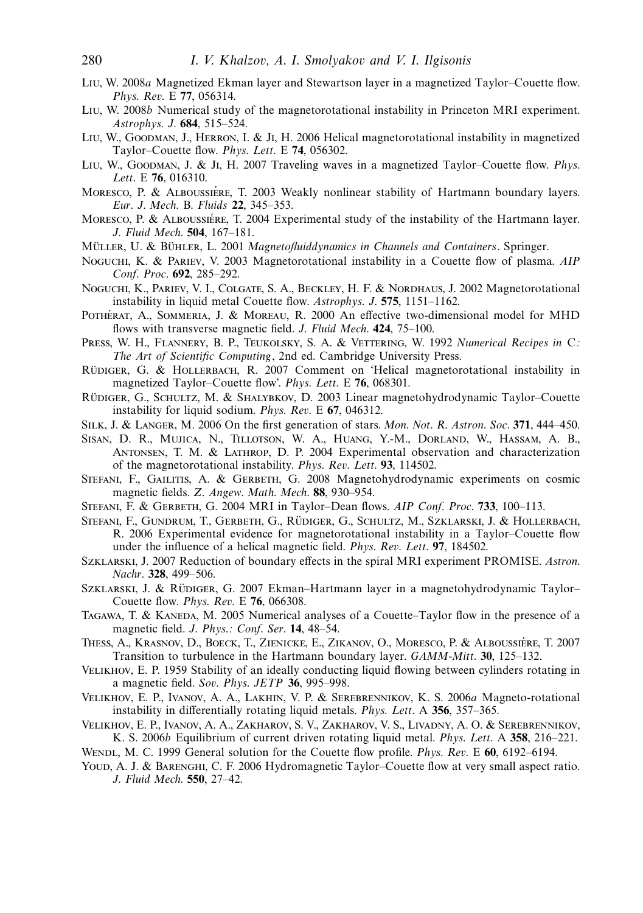Liu, W. 2008*a* Magnetized Ekman layer and Stewartson layer in a magnetized Taylor–Couette flow. *Phys. Rev.* E **77**, 056314.

Liu, W. 2008*b* Numerical study of the magnetorotational instability in Princeton MRI experiment. *Astrophys. J.* **684**, 515–524.

Liu, W., Goodman, J., Herron, I. & Ji, H. 2006 Helical magnetorotational instability in magnetized Taylor–Couette flow. *Phys. Lett.* E **74**, 056302.

Liu, W., Goodman, J. & Ji, H. 2007 Traveling waves in a magnetized Taylor–Couette flow. *Phys. Lett.* E **76**, 016310.

Moresco, P. & Alboussiére, T. 2003 Weakly nonlinear stability of Hartmann boundary layers. *Eur. J. Mech.* B. *Fluids* **22**, 345–353.

Moresco, P. & Alboussiére, T. 2004 Experimental study of the instability of the Hartmann layer. *J. Fluid Mech.* **504**, 167–181.

Müller, U. & Bühler, L. 2001 *Magnetofluiddynamics in Channels and Containers*. Springer.

Noguchi, K. & Pariev, V. 2003 Magnetorotational instability in a Couette flow of plasma. *AIP Conf. Proc.* **692**, 285–292.

Noguchi, K., Pariev, V. I., Colgate, S. A., Beckley, H. F. & Nordhaus, J. 2002 Magnetorotational instability in liquid metal Couette flow. *Astrophys. J.* **575**, 1151–1162.

Pothérat, A., Sommeria, J. & Moreau, R. 2000 An effective two-dimensional model for MHD flows with transverse magnetic field. *J. Fluid Mech.* **424**, 75–100.

Press, W. H., Flannery, B. P., Teukolsky, S. A. & Vettering, W. 1992 *Numerical Recipes in* C*: The Art of Scientific Computing*, 2nd ed. Cambridge University Press.

Rüdiger, G. & Hollerbach, R. 2007 Comment on 'Helical magnetorotational instability in magnetized Taylor–Couette flow'. *Phys. Lett.* E **76**, 068301.

Rüdiger, G., Schultz, M. & Shalybkov, D. 2003 Linear magnetohydrodynamic Taylor–Couette instability for liquid sodium. *Phys. Rev.* E **67**, 046312.

Silk, J. & Langer, M. 2006 On the first generation of stars. *Mon. Not. R. Astron. Soc.* **371**, 444–450.

Sisan, D. R., Mujica, N., Tillotson, W. A., Huang, Y.-M., Dorland, W., Hassam, A. B., Antonsen, T. M. & Lathrop, D. P. 2004 Experimental observation and characterization of the magnetorotational instability. *Phys. Rev. Lett.* **93**, 114502.

Stefani, F., Gailitis, A. & Gerbeth, G. 2008 Magnetohydrodynamic experiments on cosmic magnetic fields. *Z. Angew. Math. Mech.* **88**, 930–954.

Stefani, F. & Gerbeth, G. 2004 MRI in Taylor–Dean flows. *AIP Conf. Proc.* **733**, 100–113.

Stefani, F., Gundrum, T., Gerbeth, G., Rüdiger, G., Schultz, M., Szklarski, J. & Hollerbach, R. 2006 Experimental evidence for magnetorotational instability in a Taylor–Couette flow under the influence of a helical magnetic field. *Phys. Rev. Lett.* **97**, 184502.

Szklarski, J. 2007 Reduction of boundary effects in the spiral MRI experiment PROMISE. *Astron. Nachr.* **328**, 499–506.

Szklarski, J. & Rüdiger, G. 2007 Ekman–Hartmann layer in a magnetohydrodynamic Taylor–Couette flow. *Phys. Rev.* E **76**, 066308.

Tagawa, T. & Kaneda, M. 2005 Numerical analyses of a Couette–Taylor flow in the presence of a magnetic field. *J. Phys.: Conf. Ser.* **14**, 48–54.

Thess, A., Krasnov, D., Boeck, T., Zienicke, E., Zikanov, O., Moresco, P. & Alboussiére, T. 2007 Transition to turbulence in the Hartmann boundary layer. *GAMM-Mitt.* **30**, 125–132.

Velikhov, E. P. 1959 Stability of an ideally conducting liquid flowing between cylinders rotating in a magnetic field. *Sov. Phys. JETP* **36**, 995–998.

Velikhov, E. P., Ivanov, A. A., Lakhin, V. P. & Serebrennikov, K. S. 2006*a* Magneto-rotational instability in differentially rotating liquid metals. *Phys. Lett.* A **356**, 357–365.

Velikhov, E. P., Ivanov, A. A., Zakharov, S. V., Zakharov, V. S., Livadny, A. O. & Serebrennikov, K. S. 2006*b* Equilibrium of current driven rotating liquid metal. *Phys. Lett.* A **358**, 216–221.

Wendl, M. C. 1999 General solution for the Couette flow profile. *Phys. Rev.* E **60**, 6192–6194.

Youd, A. J. & Barenghi, C. F. 2006 Hydromagnetic Taylor–Couette flow at very small aspect ratio. *J. Fluid Mech.* **550**, 27–42.